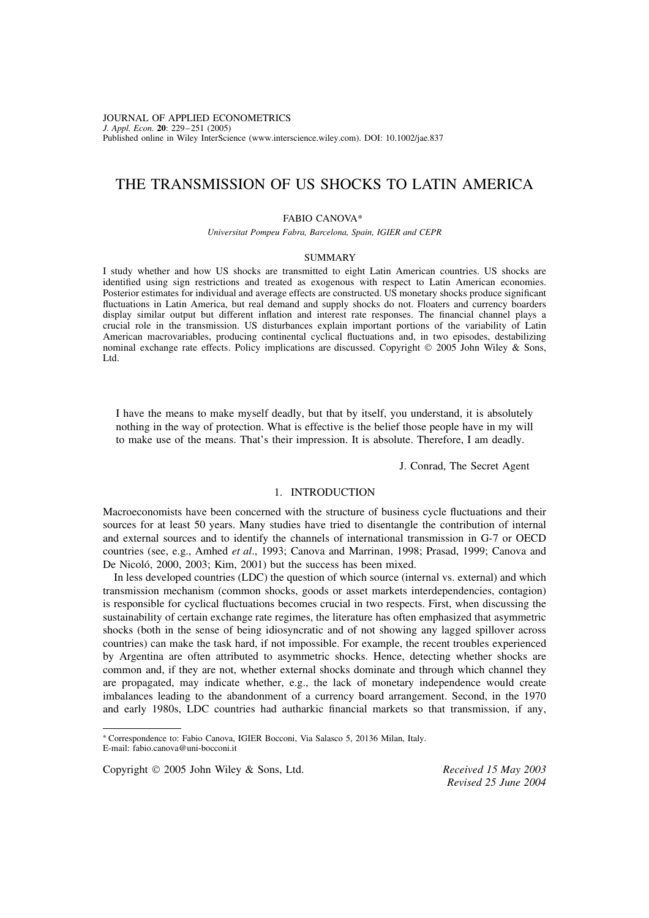# THE TRANSMISSION OF US SHOCKS TO LATIN AMERICA

FABIO CANOVA*

*Universitat Pompeu Fabra, Barcelona, Spain, IGIER and CEPR*

## SUMMARY

I study whether and how US shocks are transmitted to eight Latin American countries. US shocks are identified using sign restrictions and treated as exogenous with respect to Latin American economies. Posterior estimates for individual and average effects are constructed. US monetary shocks produce significant fluctuations in Latin America, but real demand and supply shocks do not. Floaters and currency boarders display similar output but different inflation and interest rate responses. The financial channel plays a crucial role in the transmission. US disturbances explain important portions of the variability of Latin American macrovariables, producing continental cyclical fluctuations and, in two episodes, destabilizing nominal exchange rate effects. Policy implications are discussed. Copyright © 2005 John Wiley & Sons, Ltd.

> I have the means to make myself deadly, but that by itself, you understand, it is absolutely nothing in the way of protection. What is effective is the belief those people have in my will to make use of the means. That's their impression. It is absolute. Therefore, I am deadly.
>
> J. Conrad, The Secret Agent

## 1. INTRODUCTION

Macroeconomists have been concerned with the structure of business cycle fluctuations and their sources for at least 50 years. Many studies have tried to disentangle the contribution of internal and external sources and to identify the channels of international transmission in G-7 or OECD countries (see, e.g., Amhed *et al*., 1993; Canova and Marrinan, 1998; Prasad, 1999; Canova and De Nicoló, 2000, 2003; Kim, 2001) but the success has been mixed.

In less developed countries (LDC) the question of which source (internal vs. external) and which transmission mechanism (common shocks, goods or asset markets interdependencies, contagion) is responsible for cyclical fluctuations becomes crucial in two respects. First, when discussing the sustainability of certain exchange rate regimes, the literature has often emphasized that asymmetric shocks (both in the sense of being idiosyncratic and of not showing any lagged spillover across countries) can make the task hard, if not impossible. For example, the recent troubles experienced by Argentina are often attributed to asymmetric shocks. Hence, detecting whether shocks are common and, if they are not, whether external shocks dominate and through which channel they are propagated, may indicate whether, e.g., the lack of monetary independence would create imbalances leading to the abandonment of a currency board arrangement. Second, in the 1970 and early 1980s, LDC countries had autharkic financial markets so that transmission, if any,

---

* Correspondence to: Fabio Canova, IGIER Bocconi, Via Salasco 5, 20136 Milan, Italy.
E-mail: fabio.canova@uni-bocconi.it

Copyright © 2005 John Wiley & Sons, Ltd.

*Received 15 May 2003*
*Revised 25 June 2004*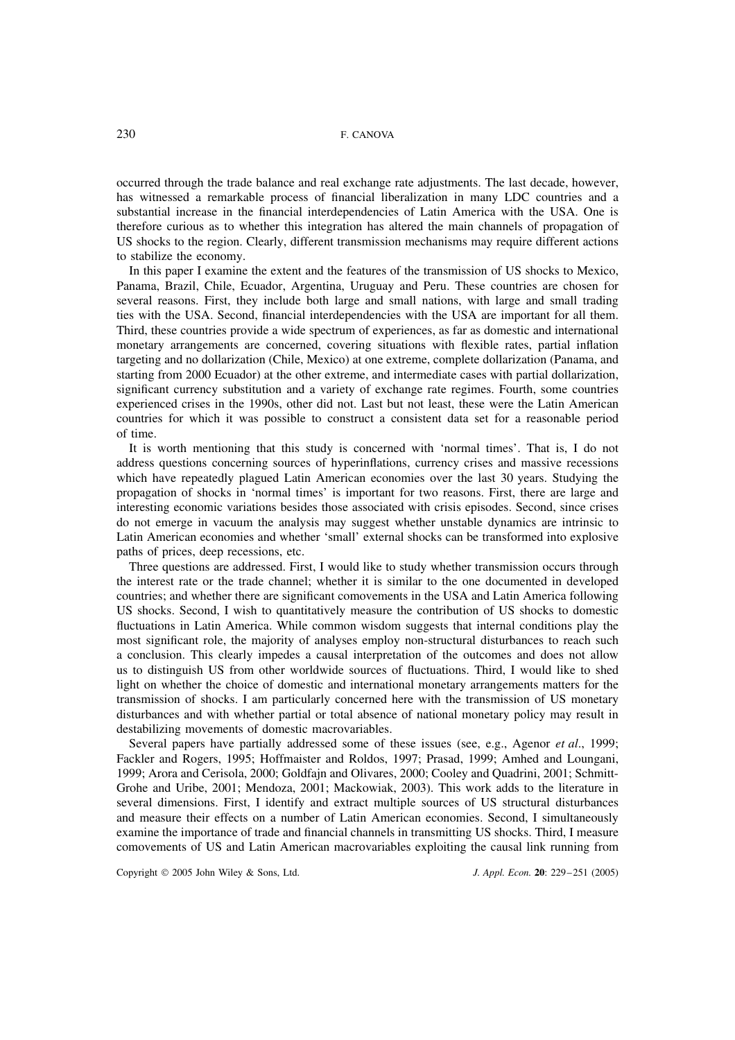occurred through the trade balance and real exchange rate adjustments. The last decade, however, has witnessed a remarkable process of financial liberalization in many LDC countries and a substantial increase in the financial interdependencies of Latin America with the USA. One is therefore curious as to whether this integration has altered the main channels of propagation of US shocks to the region. Clearly, different transmission mechanisms may require different actions to stabilize the economy.

In this paper I examine the extent and the features of the transmission of US shocks to Mexico, Panama, Brazil, Chile, Ecuador, Argentina, Uruguay and Peru. These countries are chosen for several reasons. First, they include both large and small nations, with large and small trading ties with the USA. Second, financial interdependencies with the USA are important for all them. Third, these countries provide a wide spectrum of experiences, as far as domestic and international monetary arrangements are concerned, covering situations with flexible rates, partial inflation targeting and no dollarization (Chile, Mexico) at one extreme, complete dollarization (Panama, and starting from 2000 Ecuador) at the other extreme, and intermediate cases with partial dollarization, significant currency substitution and a variety of exchange rate regimes. Fourth, some countries experienced crises in the 1990s, other did not. Last but not least, these were the Latin American countries for which it was possible to construct a consistent data set for a reasonable period of time.

It is worth mentioning that this study is concerned with 'normal times'. That is, I do not address questions concerning sources of hyperinflations, currency crises and massive recessions which have repeatedly plagued Latin American economies over the last 30 years. Studying the propagation of shocks in 'normal times' is important for two reasons. First, there are large and interesting economic variations besides those associated with crisis episodes. Second, since crises do not emerge in vacuum the analysis may suggest whether unstable dynamics are intrinsic to Latin American economies and whether 'small' external shocks can be transformed into explosive paths of prices, deep recessions, etc.

Three questions are addressed. First, I would like to study whether transmission occurs through the interest rate or the trade channel; whether it is similar to the one documented in developed countries; and whether there are significant comovements in the USA and Latin America following US shocks. Second, I wish to quantitatively measure the contribution of US shocks to domestic fluctuations in Latin America. While common wisdom suggests that internal conditions play the most significant role, the majority of analyses employ non-structural disturbances to reach such a conclusion. This clearly impedes a causal interpretation of the outcomes and does not allow us to distinguish US from other worldwide sources of fluctuations. Third, I would like to shed light on whether the choice of domestic and international monetary arrangements matters for the transmission of shocks. I am particularly concerned here with the transmission of US monetary disturbances and with whether partial or total absence of national monetary policy may result in destabilizing movements of domestic macrovariables.

Several papers have partially addressed some of these issues (see, e.g., Agenor *et al*., 1999; Fackler and Rogers, 1995; Hoffmaister and Roldos, 1997; Prasad, 1999; Amhed and Loungani, 1999; Arora and Cerisola, 2000; Goldfajn and Olivares, 2000; Cooley and Quadrini, 2001; Schmitt-Grohe and Uribe, 2001; Mendoza, 2001; Mackowiak, 2003). This work adds to the literature in several dimensions. First, I identify and extract multiple sources of US structural disturbances and measure their effects on a number of Latin American economies. Second, I simultaneously examine the importance of trade and financial channels in transmitting US shocks. Third, I measure comovements of US and Latin American macrovariables exploiting the causal link running from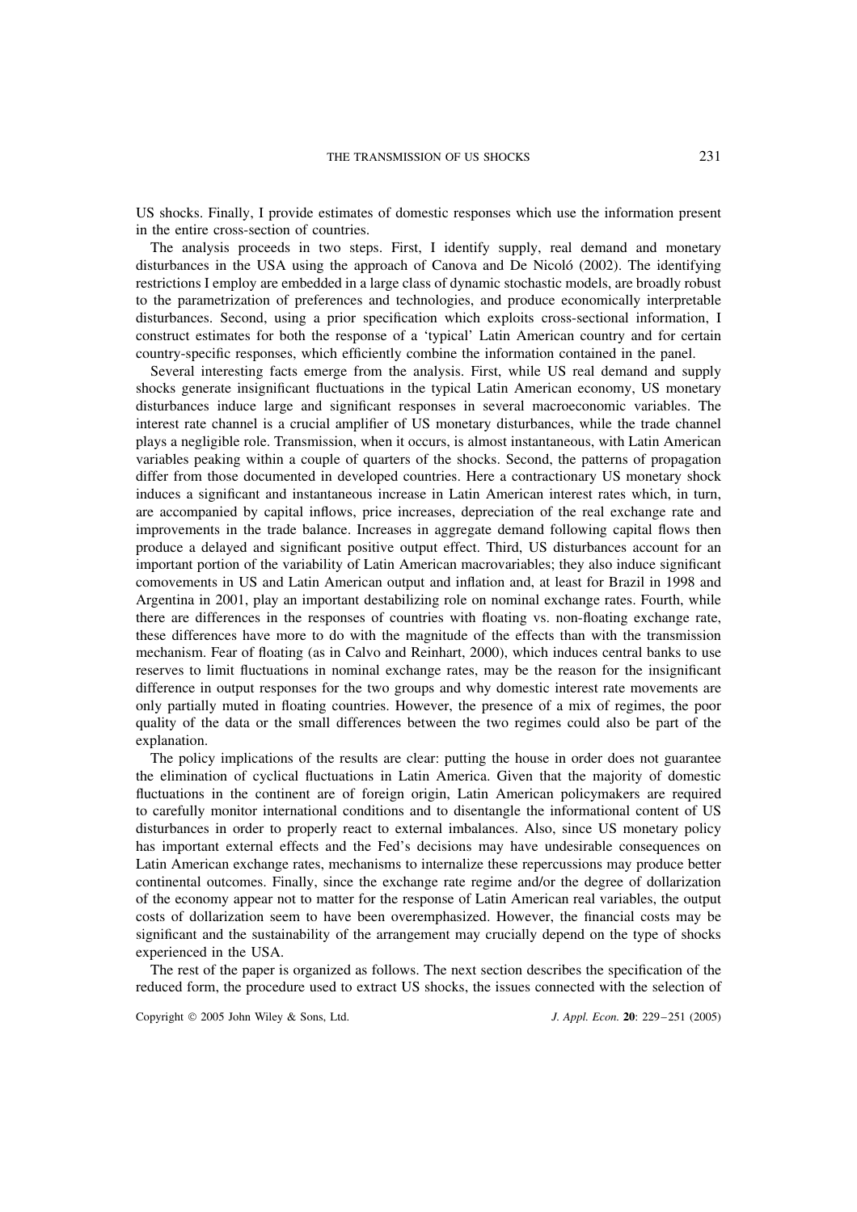US shocks. Finally, I provide estimates of domestic responses which use the information present in the entire cross-section of countries.

The analysis proceeds in two steps. First, I identify supply, real demand and monetary disturbances in the USA using the approach of Canova and De Nicoló (2002). The identifying restrictions I employ are embedded in a large class of dynamic stochastic models, are broadly robust to the parametrization of preferences and technologies, and produce economically interpretable disturbances. Second, using a prior specification which exploits cross-sectional information, I construct estimates for both the response of a 'typical' Latin American country and for certain country-specific responses, which efficiently combine the information contained in the panel.

Several interesting facts emerge from the analysis. First, while US real demand and supply shocks generate insignificant fluctuations in the typical Latin American economy, US monetary disturbances induce large and significant responses in several macroeconomic variables. The interest rate channel is a crucial amplifier of US monetary disturbances, while the trade channel plays a negligible role. Transmission, when it occurs, is almost instantaneous, with Latin American variables peaking within a couple of quarters of the shocks. Second, the patterns of propagation differ from those documented in developed countries. Here a contractionary US monetary shock induces a significant and instantaneous increase in Latin American interest rates which, in turn, are accompanied by capital inflows, price increases, depreciation of the real exchange rate and improvements in the trade balance. Increases in aggregate demand following capital flows then produce a delayed and significant positive output effect. Third, US disturbances account for an important portion of the variability of Latin American macrovariables; they also induce significant comovements in US and Latin American output and inflation and, at least for Brazil in 1998 and Argentina in 2001, play an important destabilizing role on nominal exchange rates. Fourth, while there are differences in the responses of countries with floating vs. non-floating exchange rate, these differences have more to do with the magnitude of the effects than with the transmission mechanism. Fear of floating (as in Calvo and Reinhart, 2000), which induces central banks to use reserves to limit fluctuations in nominal exchange rates, may be the reason for the insignificant difference in output responses for the two groups and why domestic interest rate movements are only partially muted in floating countries. However, the presence of a mix of regimes, the poor quality of the data or the small differences between the two regimes could also be part of the explanation.

The policy implications of the results are clear: putting the house in order does not guarantee the elimination of cyclical fluctuations in Latin America. Given that the majority of domestic fluctuations in the continent are of foreign origin, Latin American policymakers are required to carefully monitor international conditions and to disentangle the informational content of US disturbances in order to properly react to external imbalances. Also, since US monetary policy has important external effects and the Fed's decisions may have undesirable consequences on Latin American exchange rates, mechanisms to internalize these repercussions may produce better continental outcomes. Finally, since the exchange rate regime and/or the degree of dollarization of the economy appear not to matter for the response of Latin American real variables, the output costs of dollarization seem to have been overemphasized. However, the financial costs may be significant and the sustainability of the arrangement may crucially depend on the type of shocks experienced in the USA.

The rest of the paper is organized as follows. The next section describes the specification of the reduced form, the procedure used to extract US shocks, the issues connected with the selection of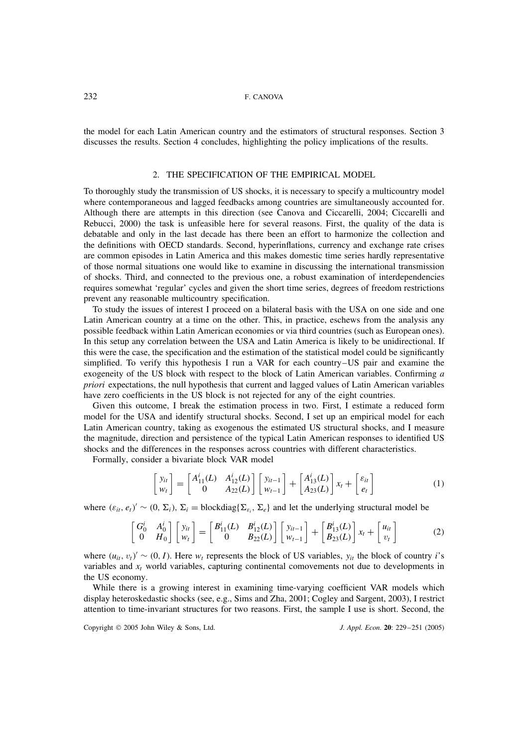the model for each Latin American country and the estimators of structural responses. Section 3 discusses the results. Section 4 concludes, highlighting the policy implications of the results.

## 2. THE SPECIFICATION OF THE EMPIRICAL MODEL

To thoroughly study the transmission of US shocks, it is necessary to specify a multicountry model where contemporaneous and lagged feedbacks among countries are simultaneously accounted for. Although there are attempts in this direction (see Canova and Ciccarelli, 2004; Ciccarelli and Rebucci, 2000) the task is unfeasible here for several reasons. First, the quality of the data is debatable and only in the last decade has there been an effort to harmonize the collection and the definitions with OECD standards. Second, hyperinflations, currency and exchange rate crises are common episodes in Latin America and this makes domestic time series hardly representative of those normal situations one would like to examine in discussing the international transmission of shocks. Third, and connected to the previous one, a robust examination of interdependencies requires somewhat 'regular' cycles and given the short time series, degrees of freedom restrictions prevent any reasonable multicountry specification.

To study the issues of interest I proceed on a bilateral basis with the USA on one side and one Latin American country at a time on the other. This, in practice, eschews from the analysis any possible feedback within Latin American economies or via third countries (such as European ones). In this setup any correlation between the USA and Latin America is likely to be unidirectional. If this were the case, the specification and the estimation of the statistical model could be significantly simplified. To verify this hypothesis I run a VAR for each country–US pair and examine the exogeneity of the US block with respect to the block of Latin American variables. Confirming *a priori* expectations, the null hypothesis that current and lagged values of Latin American variables have zero coefficients in the US block is not rejected for any of the eight countries.

Given this outcome, I break the estimation process in two. First, I estimate a reduced form model for the USA and identify structural shocks. Second, I set up an empirical model for each Latin American country, taking as exogenous the estimated US structural shocks, and I measure the magnitude, direction and persistence of the typical Latin American responses to identified US shocks and the differences in the responses across countries with different characteristics.

Formally, consider a bivariate block VAR model

$$\begin{bmatrix} y_{it} \\ w_t \end{bmatrix} = \begin{bmatrix} A_{11}^i(L) & A_{12}^i(L) \\ 0 & A_{22}(L) \end{bmatrix} \begin{bmatrix} y_{it-1} \\ w_{t-1} \end{bmatrix} + \begin{bmatrix} A_{13}^i(L) \\ A_{23}(L) \end{bmatrix} x_t + \begin{bmatrix} \varepsilon_{it} \\ e_t \end{bmatrix} \tag{1}$$

where $(\varepsilon_{it}, e_t)' \sim (0, \Sigma_i)$, $\Sigma_i = \text{blockdiag}\{\Sigma_{\varepsilon_i}, \Sigma_e\}$ and let the underlying structural model be

$$\begin{bmatrix} G_0^i & A_0^i \\ 0 & H_0 \end{bmatrix} \begin{bmatrix} y_{it} \\ w_t \end{bmatrix} = \begin{bmatrix} B_{11}^i(L) & B_{12}^i(L) \\ 0 & B_{22}(L) \end{bmatrix} \begin{bmatrix} y_{it-1} \\ w_{t-1} \end{bmatrix} + \begin{bmatrix} B_{13}^i(L) \\ B_{23}(L) \end{bmatrix} x_t + \begin{bmatrix} u_{it} \\ v_t \end{bmatrix} \tag{2}$$

where $(u_{it}, v_t)' \sim (0, I)$. Here $w_t$ represents the block of US variables, $y_{it}$ the block of country $i$'s variables and $x_t$ world variables, capturing continental comovements not due to developments in the US economy.

While there is a growing interest in examining time-varying coefficient VAR models which display heteroskedastic shocks (see, e.g., Sims and Zha, 2001; Cogley and Sargent, 2003), I restrict attention to time-invariant structures for two reasons. First, the sample I use is short. Second, the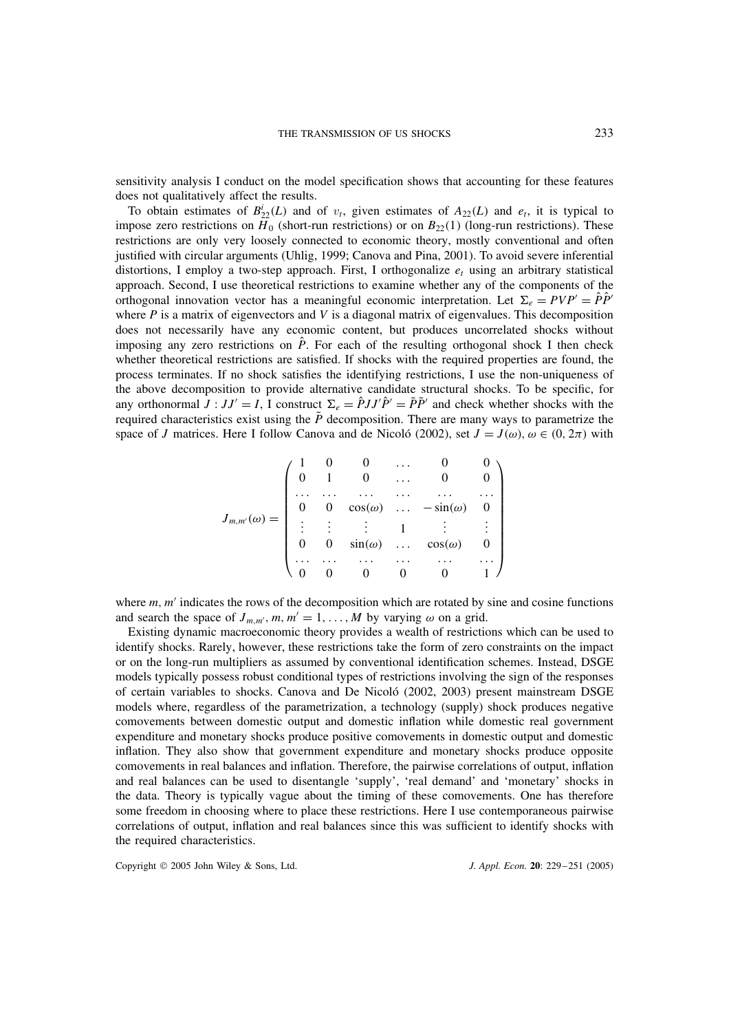sensitivity analysis I conduct on the model specification shows that accounting for these features does not qualitatively affect the results.

To obtain estimates of $B_{22}^{i}(L)$ and of $v_t$, given estimates of $A_{22}(L)$ and $e_t$, it is typical to impose zero restrictions on $H_0$ (short-run restrictions) or on $B_{22}(1)$ (long-run restrictions). These restrictions are only very loosely connected to economic theory, mostly conventional and often justified with circular arguments (Uhlig, 1999; Canova and Pina, 2001). To avoid severe inferential distortions, I employ a two-step approach. First, I orthogonalize $e_t$ using an arbitrary statistical approach. Second, I use theoretical restrictions to examine whether any of the components of the orthogonal innovation vector has a meaningful economic interpretation. Let $\Sigma_e = PVP' = \hat{P}\hat{P}'$ where $P$ is a matrix of eigenvectors and $V$ is a diagonal matrix of eigenvalues. This decomposition does not necessarily have any economic content, but produces uncorrelated shocks without imposing any zero restrictions on $\hat{P}$. For each of the resulting orthogonal shock I then check whether theoretical restrictions are satisfied. If shocks with the required properties are found, the process terminates. If no shock satisfies the identifying restrictions, I use the non-uniqueness of the above decomposition to provide alternative candidate structural shocks. To be specific, for any orthonormal $J : JJ' = I$, I construct $\Sigma_e = \hat{P}JJ'\hat{P}' = \tilde{P}\tilde{P}'$ and check whether shocks with the required characteristics exist using the $\tilde{P}$ decomposition. There are many ways to parametrize the space of $J$ matrices. Here I follow Canova and de Nicoló (2002), set $J = J(\omega)$, $\omega \in (0, 2\pi)$ with

$$
J_{m,m'}(\omega) = \begin{pmatrix}
1 & 0 & 0 & \dots & 0 & 0 \\
0 & 1 & 0 & \dots & 0 & 0 \\
\dots & \dots & \dots & \dots & \dots & \dots \\
0 & 0 & \cos(\omega) & \dots & -\sin(\omega) & 0 \\
\vdots & \vdots & \vdots & 1 & \vdots & \vdots \\
0 & 0 & \sin(\omega) & \dots & \cos(\omega) & 0 \\
\dots & \dots & \dots & \dots & \dots & \dots \\
0 & 0 & 0 & 0 & 0 & 1
\end{pmatrix}
$$

where $m, m'$ indicates the rows of the decomposition which are rotated by sine and cosine functions and search the space of $J_{m,m'}$, $m, m' = 1, \dots, M$ by varying $\omega$ on a grid.

Existing dynamic macroeconomic theory provides a wealth of restrictions which can be used to identify shocks. Rarely, however, these restrictions take the form of zero constraints on the impact or on the long-run multipliers as assumed by conventional identification schemes. Instead, DSGE models typically possess robust conditional types of restrictions involving the sign of the responses of certain variables to shocks. Canova and De Nicoló (2002, 2003) present mainstream DSGE models where, regardless of the parametrization, a technology (supply) shock produces negative comovements between domestic output and domestic inflation while domestic real government expenditure and monetary shocks produce positive comovements in domestic output and domestic inflation. They also show that government expenditure and monetary shocks produce opposite comovements in real balances and inflation. Therefore, the pairwise correlations of output, inflation and real balances can be used to disentangle 'supply', 'real demand' and 'monetary' shocks in the data. Theory is typically vague about the timing of these comovements. One has therefore some freedom in choosing where to place these restrictions. Here I use contemporaneous pairwise correlations of output, inflation and real balances since this was sufficient to identify shocks with the required characteristics.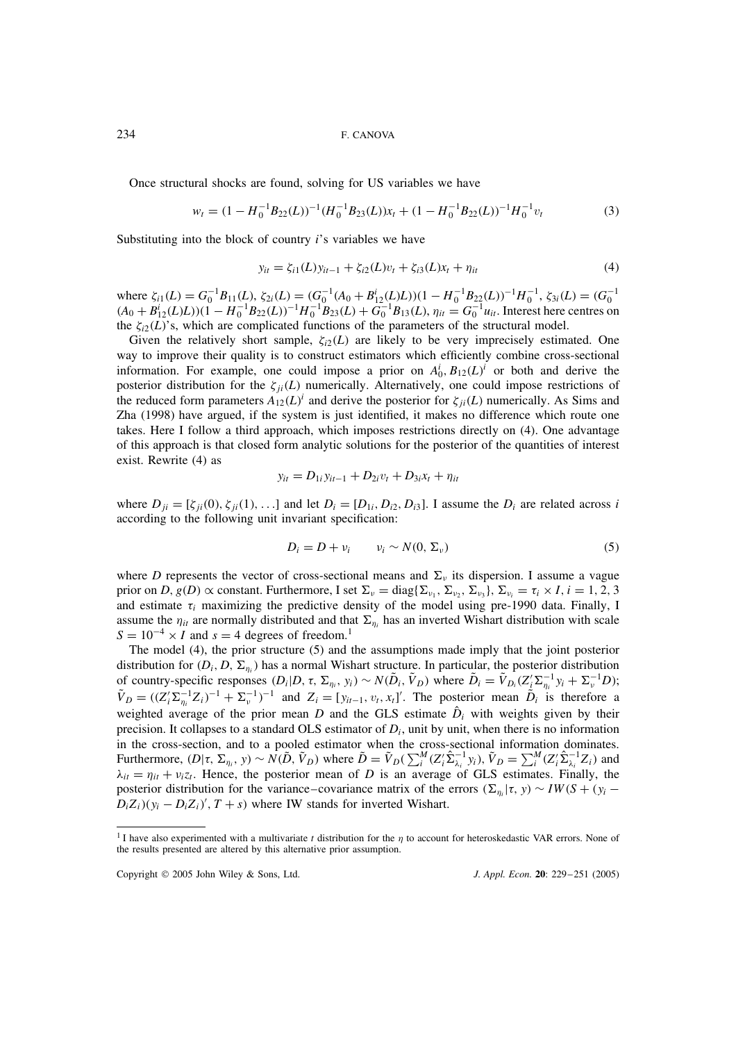Once structural shocks are found, solving for US variables we have

$$w_t = (1 - H_0^{-1}B_{22}(L))^{-1}(H_0^{-1}B_{23}(L))x_t + (1 - H_0^{-1}B_{22}(L))^{-1}H_0^{-1}v_t \tag{3}$$

Substituting into the block of country $i$'s variables we have

$$y_{it} = \zeta_{i1}(L)y_{it-1} + \zeta_{i2}(L)v_t + \zeta_{i3}(L)x_t + \eta_{it} \tag{4}$$

where $\zeta_{i1}(L) = G_0^{-1}B_{11}(L)$, $\zeta_{2i}(L) = (G_0^{-1}(A_0 + B_{12}^i(L)L))(1 - H_0^{-1}B_{22}(L))^{-1}H_0^{-1}$, $\zeta_{3i}(L) = (G_0^{-1}(A_0 + B_{12}^i(L)L))(1 - H_0^{-1}B_{22}(L))^{-1}H_0^{-1}B_{23}(L) + G_0^{-1}B_{13}(L)$, $\eta_{it} = G_0^{-1}u_{it}$. Interest here centres on the $\zeta_{i2}(L)$'s, which are complicated functions of the parameters of the structural model.

Given the relatively short sample, $\zeta_{i2}(L)$ are likely to be very imprecisely estimated. One way to improve their quality is to construct estimators which efficiently combine cross-sectional information. For example, one could impose a prior on $A_0^i, B_{12}(L)^i$ or both and derive the posterior distribution for the $\zeta_{ji}(L)$ numerically. Alternatively, one could impose restrictions of the reduced form parameters $A_{12}(L)^i$ and derive the posterior for $\zeta_{ji}(L)$ numerically. As Sims and Zha (1998) have argued, if the system is just identified, it makes no difference which route one takes. Here I follow a third approach, which imposes restrictions directly on (4). One advantage of this approach is that closed form analytic solutions for the posterior of the quantities of interest exist. Rewrite (4) as

$$y_{it} = D_{1i}y_{it-1} + D_{2i}v_t + D_{3i}x_t + \eta_{it}$$

where $D_{ji} = [\zeta_{ji}(0), \zeta_{ji}(1), \ldots]$ and let $D_i = [D_{1i}, D_{i2}, D_{i3}]$. I assume the $D_i$ are related across $i$ according to the following unit invariant specification:

$$D_i = D + v_i \qquad v_i \sim N(0, \Sigma_v) \tag{5}$$

where $D$ represents the vector of cross-sectional means and $\Sigma_v$ its dispersion. I assume a vague prior on $D$, $g(D) \propto$ constant. Furthermore, I set $\Sigma_v = \text{diag}\{\Sigma_{v_1}, \Sigma_{v_2}, \Sigma_{v_3}\}$, $\Sigma_{v_i} = \tau_i \times I$, $i = 1, 2, 3$ and estimate $\tau_i$ maximizing the predictive density of the model using pre-1990 data. Finally, I assume the $\eta_{it}$ are normally distributed and that $\Sigma_{\eta_i}$ has an inverted Wishart distribution with scale $S = 10^{-4} \times I$ and $s = 4$ degrees of freedom.[1]

The model (4), the prior structure (5) and the assumptions made imply that the joint posterior distribution for $(D_i, D, \Sigma_{\eta_i})$ has a normal Wishart structure. In particular, the posterior distribution of country-specific responses $(D_i|D, \tau, \Sigma_{\eta_i}, y_i) \sim N(\tilde{D}_i, \tilde{V}_D)$ where $\tilde{D}_i = \tilde{V}_{D_i}(Z_i'\Sigma_{\eta_i}^{-1}y_i + \Sigma_v^{-1}D)$; $\tilde{V}_D = ((Z_i'\Sigma_{\eta_i}^{-1}Z_i)^{-1} + \Sigma_v^{-1})^{-1}$ and $Z_i = [y_{it-1}, v_t, x_t]'$. The posterior mean $\tilde{D}_i$ is therefore a weighted average of the prior mean $D$ and the GLS estimate $\hat{D}_i$ with weights given by their precision. It collapses to a standard OLS estimator of $D_i$, unit by unit, when there is no information in the cross-section, and to a pooled estimator when the cross-sectional information dominates. Furthermore, $(D|\tau, \Sigma_{\eta_i}, y) \sim N(\tilde{D}, \tilde{V}_D)$ where $\tilde{D} = \tilde{V}_D(\sum_i^M(Z_i'\hat{\Sigma}_{\lambda_i}^{-1}y_i)$, $\tilde{V}_D = \sum_i^M(Z_i'\hat{\Sigma}_{\lambda_i}^{-1}Z_i)$ and $\lambda_{it} = \eta_{it} + v_i z_t$. Hence, the posterior mean of $D$ is an average of GLS estimates. Finally, the posterior distribution for the variance–covariance matrix of the errors $(\Sigma_{\eta_i}|\tau, y) \sim IW(S + (y_i - D_iZ_i)(y_i - D_iZ_i)', T + s)$ where IW stands for inverted Wishart.

[1] I have also experimented with a multivariate $t$ distribution for the $\eta$ to account for heteroskedastic VAR errors. None of the results presented are altered by this alternative prior assumption.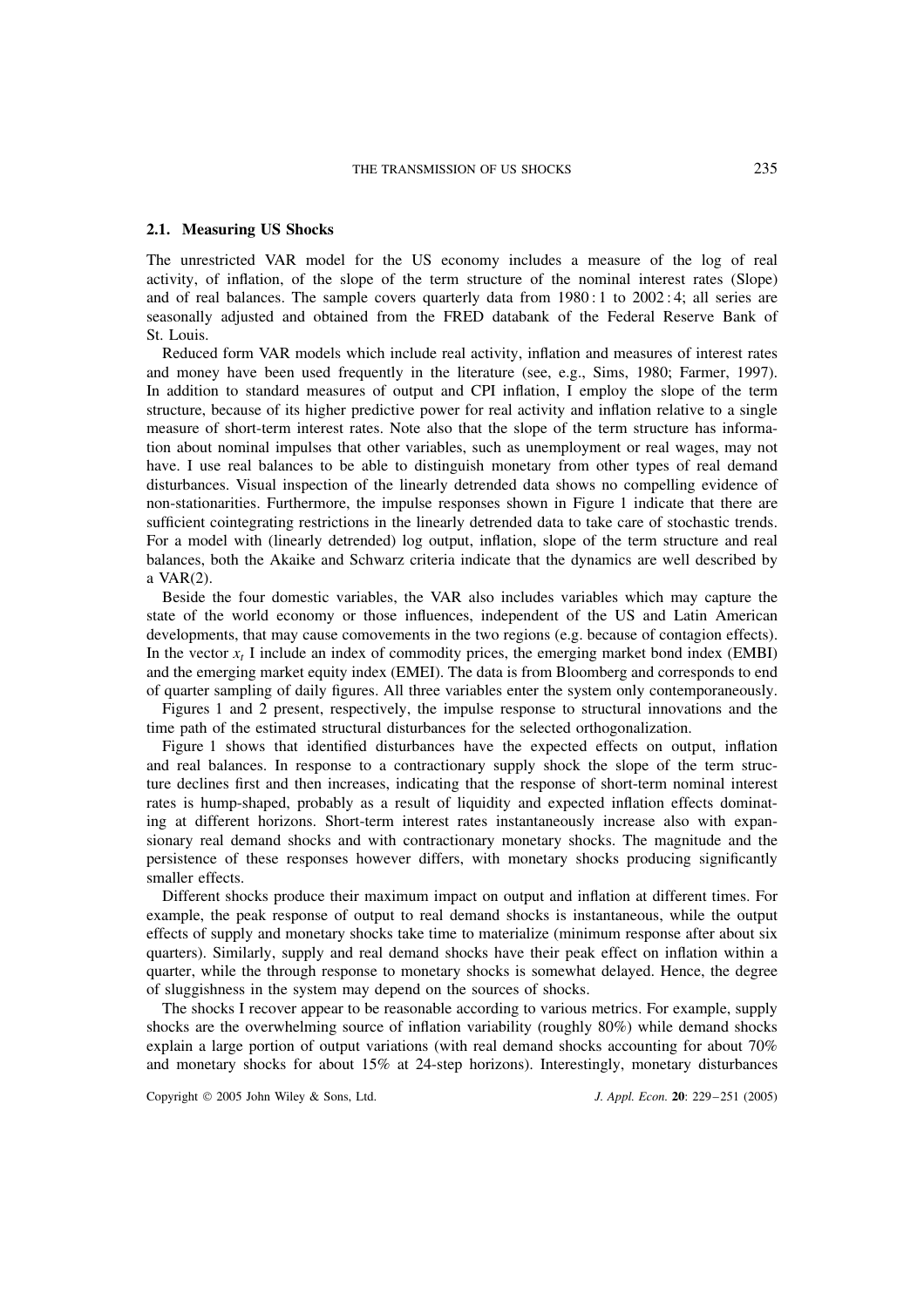### 2.1. Measuring US Shocks

The unrestricted VAR model for the US economy includes a measure of the log of real activity, of inflation, of the slope of the term structure of the nominal interest rates (Slope) and of real balances. The sample covers quarterly data from 1980 : 1 to 2002 : 4; all series are seasonally adjusted and obtained from the FRED databank of the Federal Reserve Bank of St. Louis.

Reduced form VAR models which include real activity, inflation and measures of interest rates and money have been used frequently in the literature (see, e.g., Sims, 1980; Farmer, 1997). In addition to standard measures of output and CPI inflation, I employ the slope of the term structure, because of its higher predictive power for real activity and inflation relative to a single measure of short-term interest rates. Note also that the slope of the term structure has information about nominal impulses that other variables, such as unemployment or real wages, may not have. I use real balances to be able to distinguish monetary from other types of real demand disturbances. Visual inspection of the linearly detrended data shows no compelling evidence of non-stationarities. Furthermore, the impulse responses shown in Figure 1 indicate that there are sufficient cointegrating restrictions in the linearly detrended data to take care of stochastic trends. For a model with (linearly detrended) log output, inflation, slope of the term structure and real balances, both the Akaike and Schwarz criteria indicate that the dynamics are well described by a VAR(2).

Beside the four domestic variables, the VAR also includes variables which may capture the state of the world economy or those influences, independent of the US and Latin American developments, that may cause comovements in the two regions (e.g. because of contagion effects). In the vector $x_t$ I include an index of commodity prices, the emerging market bond index (EMBI) and the emerging market equity index (EMEI). The data is from Bloomberg and corresponds to end of quarter sampling of daily figures. All three variables enter the system only contemporaneously.

Figures 1 and 2 present, respectively, the impulse response to structural innovations and the time path of the estimated structural disturbances for the selected orthogonalization.

Figure 1 shows that identified disturbances have the expected effects on output, inflation and real balances. In response to a contractionary supply shock the slope of the term structure declines first and then increases, indicating that the response of short-term nominal interest rates is hump-shaped, probably as a result of liquidity and expected inflation effects dominating at different horizons. Short-term interest rates instantaneously increase also with expansionary real demand shocks and with contractionary monetary shocks. The magnitude and the persistence of these responses however differs, with monetary shocks producing significantly smaller effects.

Different shocks produce their maximum impact on output and inflation at different times. For example, the peak response of output to real demand shocks is instantaneous, while the output effects of supply and monetary shocks take time to materialize (minimum response after about six quarters). Similarly, supply and real demand shocks have their peak effect on inflation within a quarter, while the through response to monetary shocks is somewhat delayed. Hence, the degree of sluggishness in the system may depend on the sources of shocks.

The shocks I recover appear to be reasonable according to various metrics. For example, supply shocks are the overwhelming source of inflation variability (roughly 80%) while demand shocks explain a large portion of output variations (with real demand shocks accounting for about 70% and monetary shocks for about 15% at 24-step horizons). Interestingly, monetary disturbances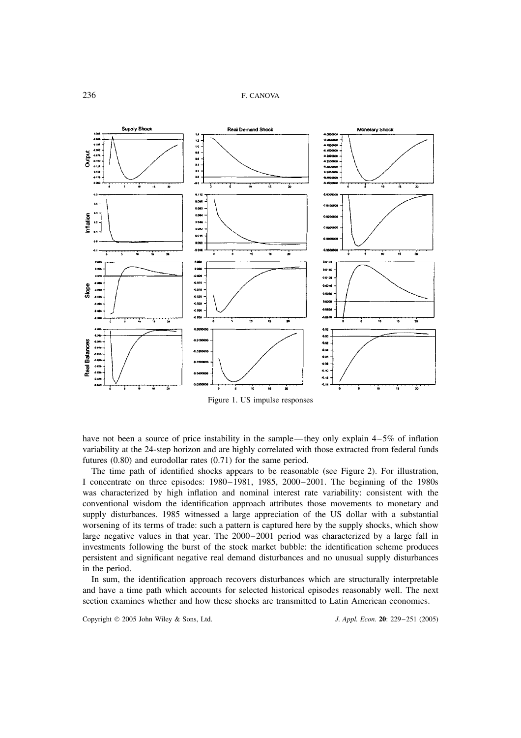Figure 1. US impulse responses

have not been a source of price instability in the sample—they only explain 4–5% of inflation variability at the 24-step horizon and are highly correlated with those extracted from federal funds futures (0.80) and eurodollar rates (0.71) for the same period.

The time path of identified shocks appears to be reasonable (see Figure 2). For illustration, I concentrate on three episodes: 1980–1981, 1985, 2000–2001. The beginning of the 1980s was characterized by high inflation and nominal interest rate variability: consistent with the conventional wisdom the identification approach attributes those movements to monetary and supply disturbances. 1985 witnessed a large appreciation of the US dollar with a substantial worsening of its terms of trade: such a pattern is captured here by the supply shocks, which show large negative values in that year. The 2000–2001 period was characterized by a large fall in investments following the burst of the stock market bubble: the identification scheme produces persistent and significant negative real demand disturbances and no unusual supply disturbances in the period.

In sum, the identification approach recovers disturbances which are structurally interpretable and have a time path which accounts for selected historical episodes reasonably well. The next section examines whether and how these shocks are transmitted to Latin American economies.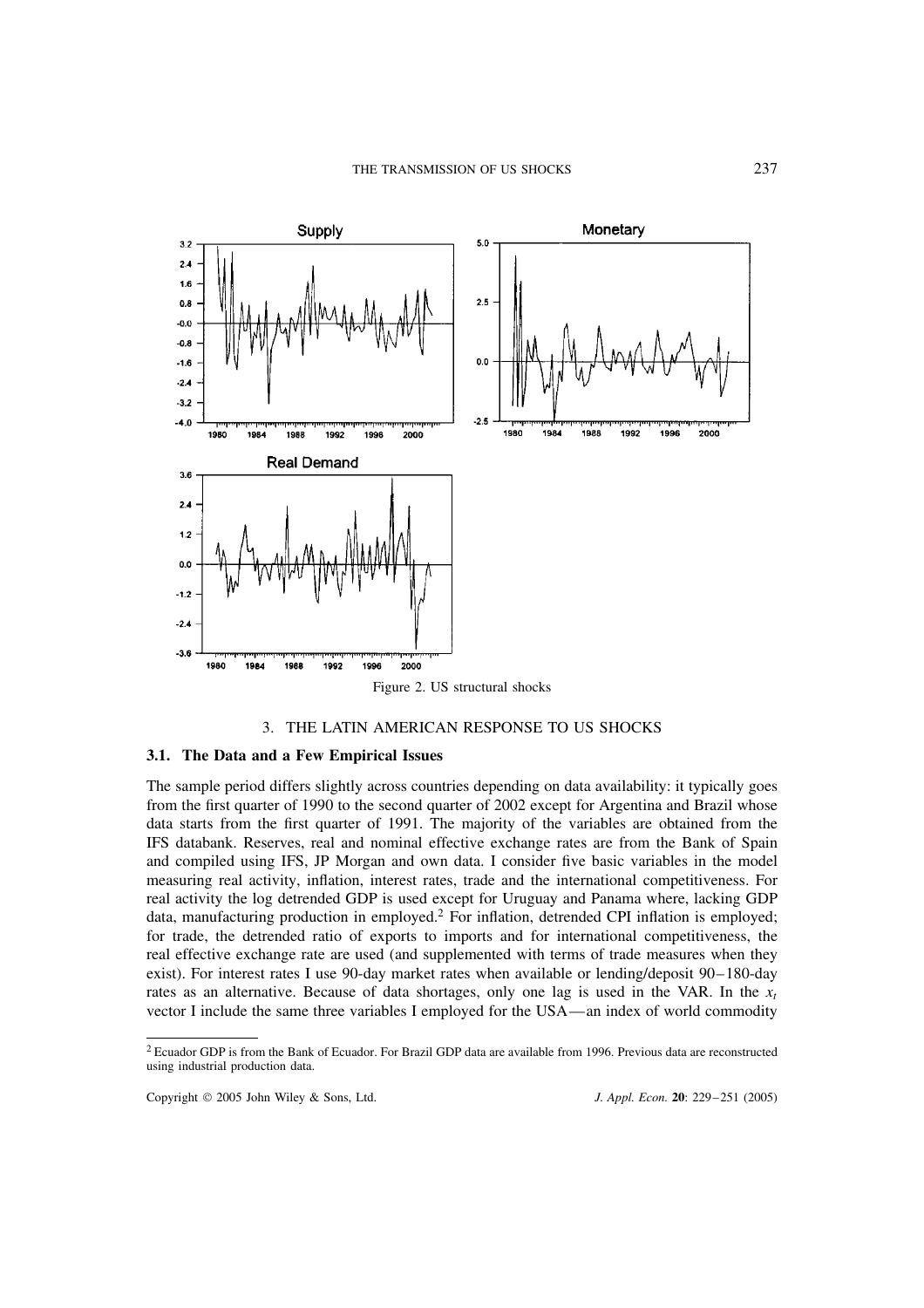Figure 2. US structural shocks

## 3. THE LATIN AMERICAN RESPONSE TO US SHOCKS

### 3.1. The Data and a Few Empirical Issues

The sample period differs slightly across countries depending on data availability: it typically goes from the first quarter of 1990 to the second quarter of 2002 except for Argentina and Brazil whose data starts from the first quarter of 1991. The majority of the variables are obtained from the IFS databank. Reserves, real and nominal effective exchange rates are from the Bank of Spain and compiled using IFS, JP Morgan and own data. I consider five basic variables in the model measuring real activity, inflation, interest rates, trade and the international competitiveness. For real activity the log detrended GDP is used except for Uruguay and Panama where, lacking GDP data, manufacturing production in employed.[2] For inflation, detrended CPI inflation is employed; for trade, the detrended ratio of exports to imports and for international competitiveness, the real effective exchange rate are used (and supplemented with terms of trade measures when they exist). For interest rates I use 90-day market rates when available or lending/deposit 90–180-day rates as an alternative. Because of data shortages, only one lag is used in the VAR. In the $x_t$ vector I include the same three variables I employed for the USA—an index of world commodity

[2] Ecuador GDP is from the Bank of Ecuador. For Brazil GDP data are available from 1996. Previous data are reconstructed using industrial production data.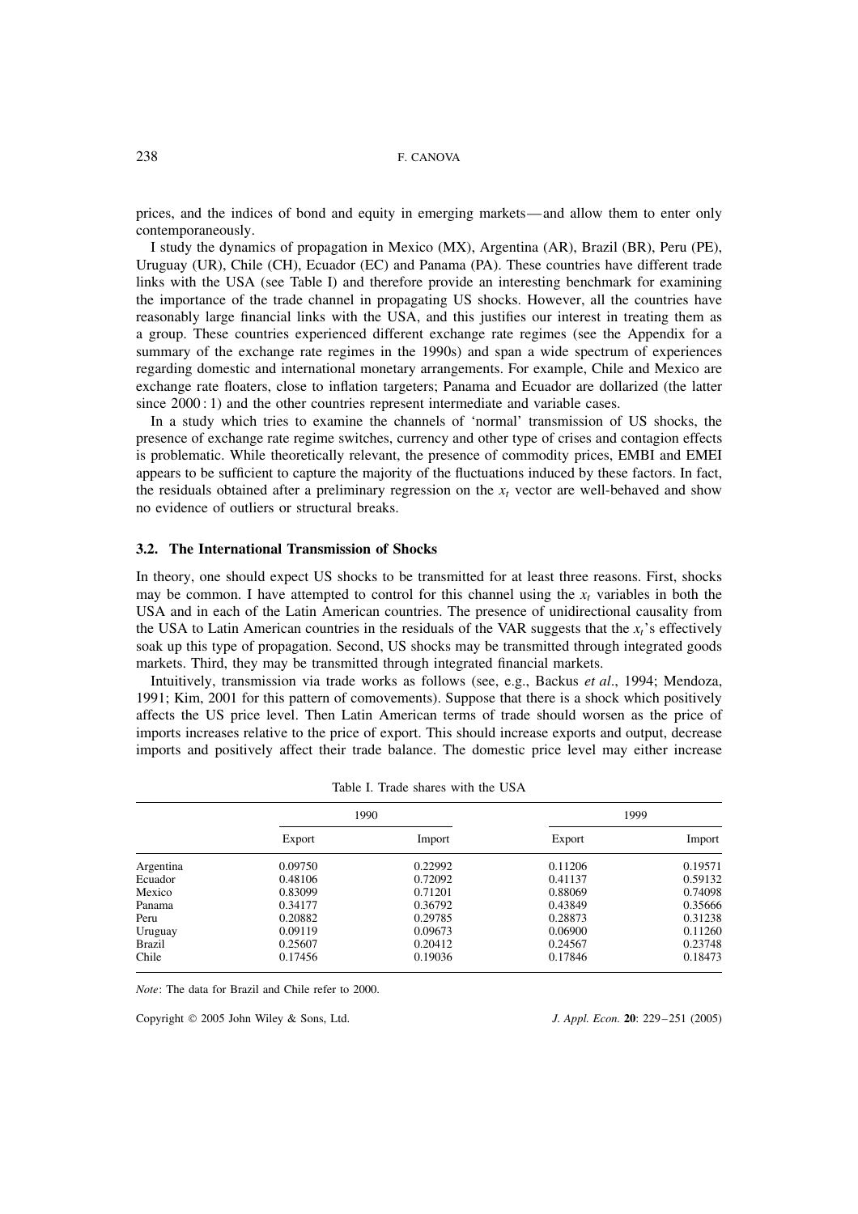prices, and the indices of bond and equity in emerging markets—and allow them to enter only contemporaneously.

I study the dynamics of propagation in Mexico (MX), Argentina (AR), Brazil (BR), Peru (PE), Uruguay (UR), Chile (CH), Ecuador (EC) and Panama (PA). These countries have different trade links with the USA (see Table I) and therefore provide an interesting benchmark for examining the importance of the trade channel in propagating US shocks. However, all the countries have reasonably large financial links with the USA, and this justifies our interest in treating them as a group. These countries experienced different exchange rate regimes (see the Appendix for a summary of the exchange rate regimes in the 1990s) and span a wide spectrum of experiences regarding domestic and international monetary arrangements. For example, Chile and Mexico are exchange rate floaters, close to inflation targeters; Panama and Ecuador are dollarized (the latter since 2000 : 1) and the other countries represent intermediate and variable cases.

In a study which tries to examine the channels of 'normal' transmission of US shocks, the presence of exchange rate regime switches, currency and other type of crises and contagion effects is problematic. While theoretically relevant, the presence of commodity prices, EMBI and EMEI appears to be sufficient to capture the majority of the fluctuations induced by these factors. In fact, the residuals obtained after a preliminary regression on the $x_t$ vector are well-behaved and show no evidence of outliers or structural breaks.

### 3.2. The International Transmission of Shocks

In theory, one should expect US shocks to be transmitted for at least three reasons. First, shocks may be common. I have attempted to control for this channel using the $x_t$ variables in both the USA and in each of the Latin American countries. The presence of unidirectional causality from the USA to Latin American countries in the residuals of the VAR suggests that the $x_t$'s effectively soak up this type of propagation. Second, US shocks may be transmitted through integrated goods markets. Third, they may be transmitted through integrated financial markets.

Intuitively, transmission via trade works as follows (see, e.g., Backus *et al*., 1994; Mendoza, 1991; Kim, 2001 for this pattern of comovements). Suppose that there is a shock which positively affects the US price level. Then Latin American terms of trade should worsen as the price of imports increases relative to the price of export. This should increase exports and output, decrease imports and positively affect their trade balance. The domestic price level may either increase

Table I. Trade shares with the USA

| | 1990 | | 1999 | |
|---|---|---|---|---|
| | Export | Import | Export | Import |
| Argentina | 0.09750 | 0.22992 | 0.11206 | 0.19571 |
| Ecuador | 0.48106 | 0.72092 | 0.41137 | 0.59132 |
| Mexico | 0.83099 | 0.71201 | 0.88069 | 0.74098 |
| Panama | 0.34177 | 0.36792 | 0.43849 | 0.35666 |
| Peru | 0.20882 | 0.29785 | 0.28873 | 0.31238 |
| Uruguay | 0.09119 | 0.09673 | 0.06900 | 0.11260 |
| Brazil | 0.25607 | 0.20412 | 0.24567 | 0.23748 |
| Chile | 0.17456 | 0.19036 | 0.17846 | 0.18473 |

*Note*: The data for Brazil and Chile refer to 2000.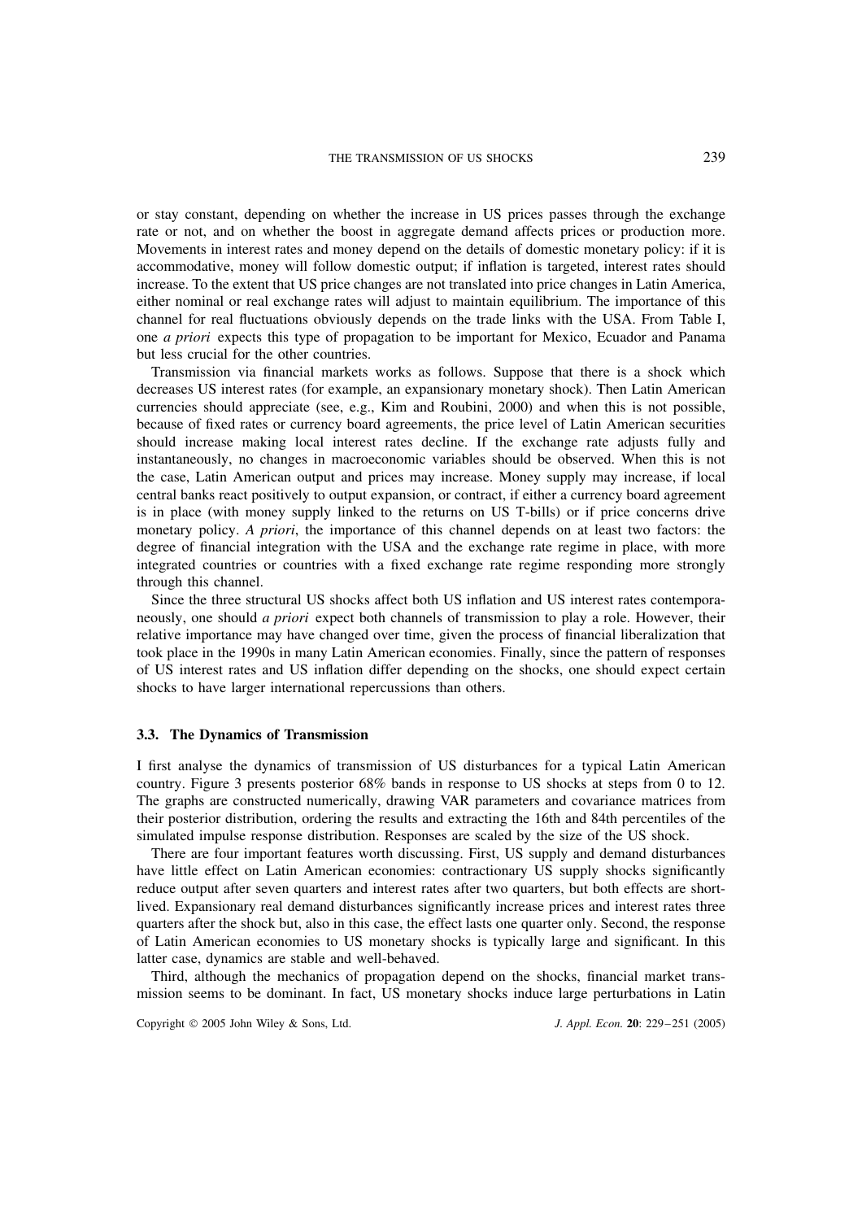or stay constant, depending on whether the increase in US prices passes through the exchange rate or not, and on whether the boost in aggregate demand affects prices or production more. Movements in interest rates and money depend on the details of domestic monetary policy: if it is accommodative, money will follow domestic output; if inflation is targeted, interest rates should increase. To the extent that US price changes are not translated into price changes in Latin America, either nominal or real exchange rates will adjust to maintain equilibrium. The importance of this channel for real fluctuations obviously depends on the trade links with the USA. From Table I, one *a priori* expects this type of propagation to be important for Mexico, Ecuador and Panama but less crucial for the other countries.

Transmission via financial markets works as follows. Suppose that there is a shock which decreases US interest rates (for example, an expansionary monetary shock). Then Latin American currencies should appreciate (see, e.g., Kim and Roubini, 2000) and when this is not possible, because of fixed rates or currency board agreements, the price level of Latin American securities should increase making local interest rates decline. If the exchange rate adjusts fully and instantaneously, no changes in macroeconomic variables should be observed. When this is not the case, Latin American output and prices may increase. Money supply may increase, if local central banks react positively to output expansion, or contract, if either a currency board agreement is in place (with money supply linked to the returns on US T-bills) or if price concerns drive monetary policy. *A priori*, the importance of this channel depends on at least two factors: the degree of financial integration with the USA and the exchange rate regime in place, with more integrated countries or countries with a fixed exchange rate regime responding more strongly through this channel.

Since the three structural US shocks affect both US inflation and US interest rates contemporaneously, one should *a priori* expect both channels of transmission to play a role. However, their relative importance may have changed over time, given the process of financial liberalization that took place in the 1990s in many Latin American economies. Finally, since the pattern of responses of US interest rates and US inflation differ depending on the shocks, one should expect certain shocks to have larger international repercussions than others.

### 3.3. The Dynamics of Transmission

I first analyse the dynamics of transmission of US disturbances for a typical Latin American country. Figure 3 presents posterior 68% bands in response to US shocks at steps from 0 to 12. The graphs are constructed numerically, drawing VAR parameters and covariance matrices from their posterior distribution, ordering the results and extracting the 16th and 84th percentiles of the simulated impulse response distribution. Responses are scaled by the size of the US shock.

There are four important features worth discussing. First, US supply and demand disturbances have little effect on Latin American economies: contractionary US supply shocks significantly reduce output after seven quarters and interest rates after two quarters, but both effects are short-lived. Expansionary real demand disturbances significantly increase prices and interest rates three quarters after the shock but, also in this case, the effect lasts one quarter only. Second, the response of Latin American economies to US monetary shocks is typically large and significant. In this latter case, dynamics are stable and well-behaved.

Third, although the mechanics of propagation depend on the shocks, financial market transmission seems to be dominant. In fact, US monetary shocks induce large perturbations in Latin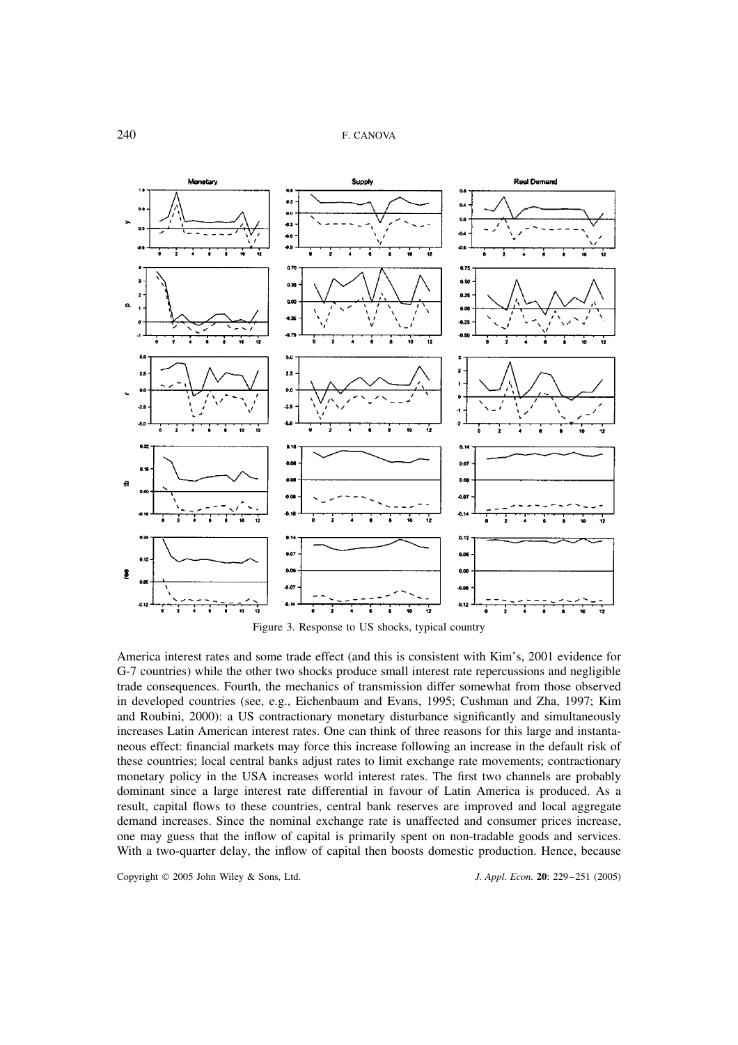Figure 3. Response to US shocks, typical country

America interest rates and some trade effect (and this is consistent with Kim's, 2001 evidence for G-7 countries) while the other two shocks produce small interest rate repercussions and negligible trade consequences. Fourth, the mechanics of transmission differ somewhat from those observed in developed countries (see, e.g., Eichenbaum and Evans, 1995; Cushman and Zha, 1997; Kim and Roubini, 2000): a US contractionary monetary disturbance significantly and simultaneously increases Latin American interest rates. One can think of three reasons for this large and instantaneous effect: financial markets may force this increase following an increase in the default risk of these countries; local central banks adjust rates to limit exchange rate movements; contractionary monetary policy in the USA increases world interest rates. The first two channels are probably dominant since a large interest rate differential in favour of Latin America is produced. As a result, capital flows to these countries, central bank reserves are improved and local aggregate demand increases. Since the nominal exchange rate is unaffected and consumer prices increase, one may guess that the inflow of capital is primarily spent on non-tradable goods and services. With a two-quarter delay, the inflow of capital then boosts domestic production. Hence, because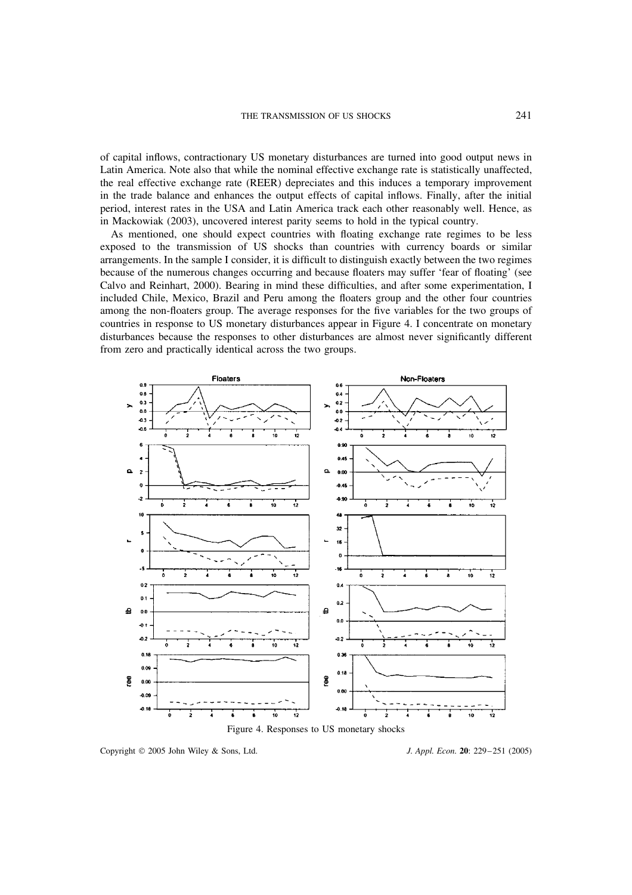of capital inflows, contractionary US monetary disturbances are turned into good output news in Latin America. Note also that while the nominal effective exchange rate is statistically unaffected, the real effective exchange rate (REER) depreciates and this induces a temporary improvement in the trade balance and enhances the output effects of capital inflows. Finally, after the initial period, interest rates in the USA and Latin America track each other reasonably well. Hence, as in Mackowiak (2003), uncovered interest parity seems to hold in the typical country.

As mentioned, one should expect countries with floating exchange rate regimes to be less exposed to the transmission of US shocks than countries with currency boards or similar arrangements. In the sample I consider, it is difficult to distinguish exactly between the two regimes because of the numerous changes occurring and because floaters may suffer 'fear of floating' (see Calvo and Reinhart, 2000). Bearing in mind these difficulties, and after some experimentation, I included Chile, Mexico, Brazil and Peru among the floaters group and the other four countries among the non-floaters group. The average responses for the five variables for the two groups of countries in response to US monetary disturbances appear in Figure 4. I concentrate on monetary disturbances because the responses to other disturbances are almost never significantly different from zero and practically identical across the two groups.

Figure 4. Responses to US monetary shocks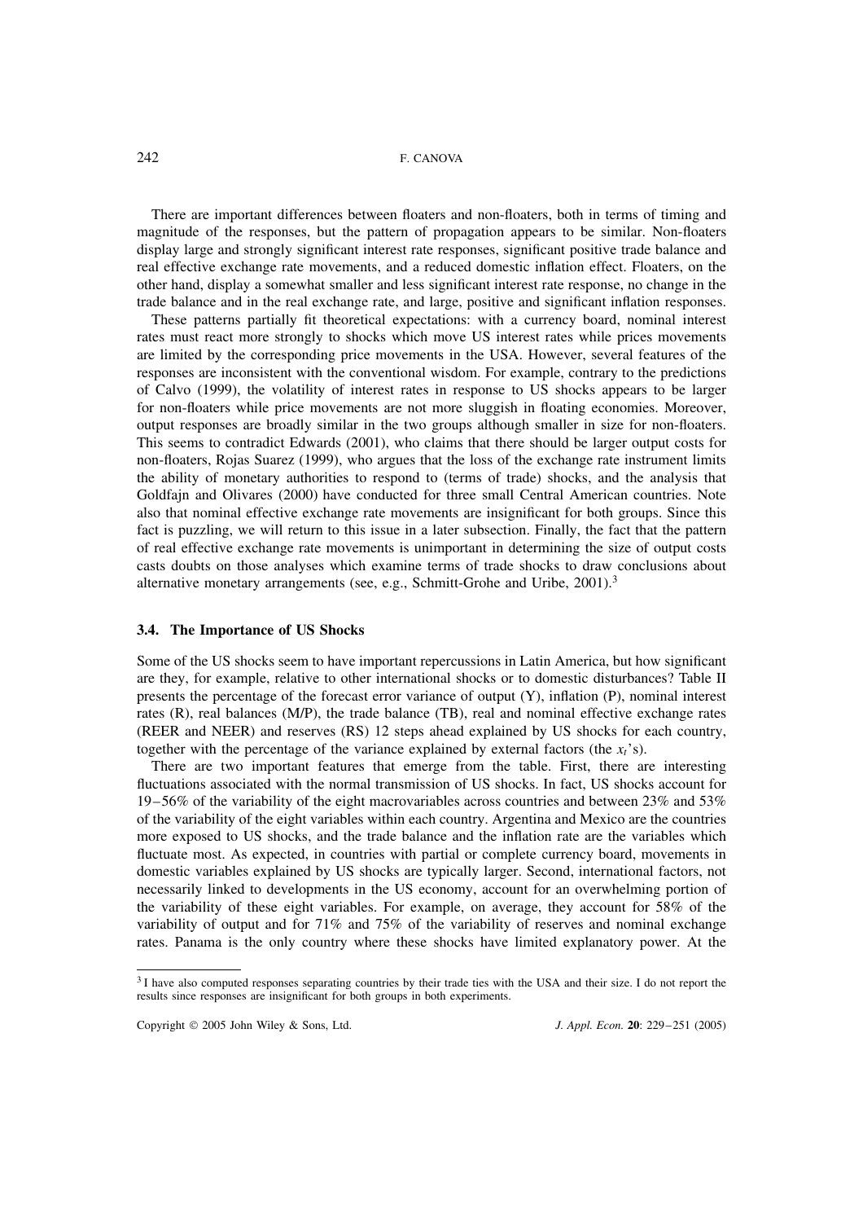There are important differences between floaters and non-floaters, both in terms of timing and magnitude of the responses, but the pattern of propagation appears to be similar. Non-floaters display large and strongly significant interest rate responses, significant positive trade balance and real effective exchange rate movements, and a reduced domestic inflation effect. Floaters, on the other hand, display a somewhat smaller and less significant interest rate response, no change in the trade balance and in the real exchange rate, and large, positive and significant inflation responses.

These patterns partially fit theoretical expectations: with a currency board, nominal interest rates must react more strongly to shocks which move US interest rates while prices movements are limited by the corresponding price movements in the USA. However, several features of the responses are inconsistent with the conventional wisdom. For example, contrary to the predictions of Calvo (1999), the volatility of interest rates in response to US shocks appears to be larger for non-floaters while price movements are not more sluggish in floating economies. Moreover, output responses are broadly similar in the two groups although smaller in size for non-floaters. This seems to contradict Edwards (2001), who claims that there should be larger output costs for non-floaters, Rojas Suarez (1999), who argues that the loss of the exchange rate instrument limits the ability of monetary authorities to respond to (terms of trade) shocks, and the analysis that Goldfajn and Olivares (2000) have conducted for three small Central American countries. Note also that nominal effective exchange rate movements are insignificant for both groups. Since this fact is puzzling, we will return to this issue in a later subsection. Finally, the fact that the pattern of real effective exchange rate movements is unimportant in determining the size of output costs casts doubts on those analyses which examine terms of trade shocks to draw conclusions about alternative monetary arrangements (see, e.g., Schmitt-Grohe and Uribe, 2001).[3]

### 3.4. The Importance of US Shocks

Some of the US shocks seem to have important repercussions in Latin America, but how significant are they, for example, relative to other international shocks or to domestic disturbances? Table II presents the percentage of the forecast error variance of output (Y), inflation (P), nominal interest rates (R), real balances (M/P), the trade balance (TB), real and nominal effective exchange rates (REER and NEER) and reserves (RS) 12 steps ahead explained by US shocks for each country, together with the percentage of the variance explained by external factors (the $x_t$'s).

There are two important features that emerge from the table. First, there are interesting fluctuations associated with the normal transmission of US shocks. In fact, US shocks account for 19–56% of the variability of the eight macrovariables across countries and between 23% and 53% of the variability of the eight variables within each country. Argentina and Mexico are the countries more exposed to US shocks, and the trade balance and the inflation rate are the variables which fluctuate most. As expected, in countries with partial or complete currency board, movements in domestic variables explained by US shocks are typically larger. Second, international factors, not necessarily linked to developments in the US economy, account for an overwhelming portion of the variability of these eight variables. For example, on average, they account for 58% of the variability of output and for 71% and 75% of the variability of reserves and nominal exchange rates. Panama is the only country where these shocks have limited explanatory power. At the

[3] I have also computed responses separating countries by their trade ties with the USA and their size. I do not report the results since responses are insignificant for both groups in both experiments.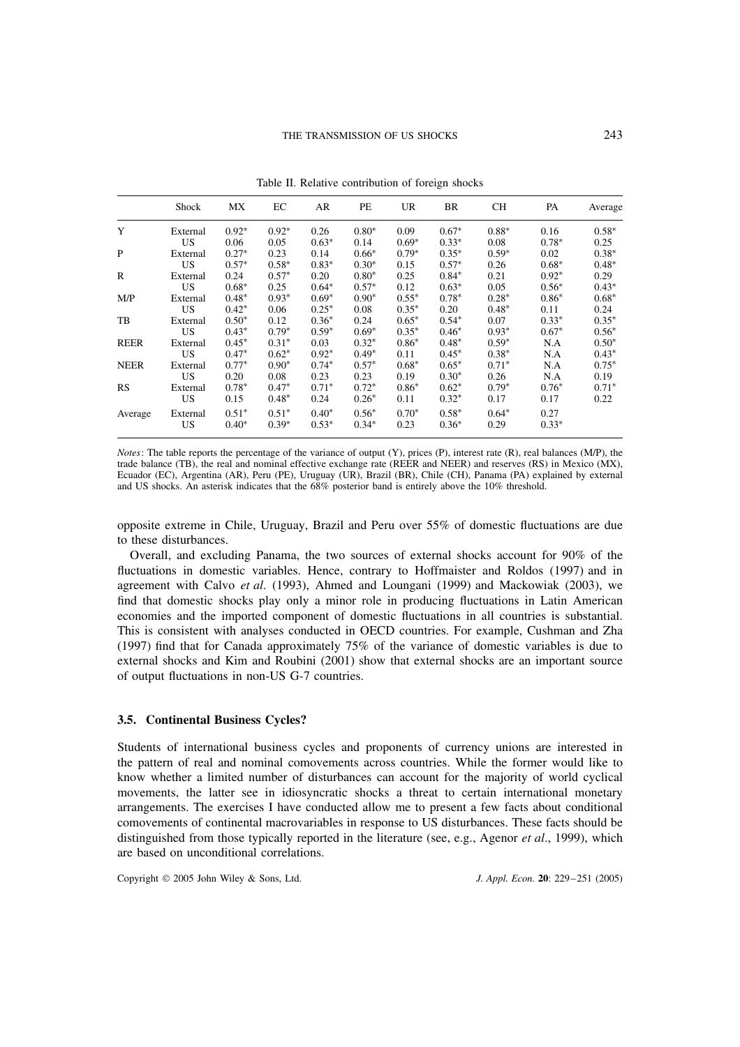Table II. Relative contribution of foreign shocks

| | Shock | MX | EC | AR | PE | UR | BR | CH | PA | Average |
|---|---|---|---|---|---|---|---|---|---|---|
| Y | External | 0.92* | 0.92* | 0.26 | 0.80* | 0.09 | 0.67* | 0.88* | 0.16 | 0.58* |
| | US | 0.06 | 0.05 | 0.63* | 0.14 | 0.69* | 0.33* | 0.08 | 0.78* | 0.25 |
| P | External | 0.27* | 0.23 | 0.14 | 0.66* | 0.79* | 0.35* | 0.59* | 0.02 | 0.38* |
| | US | 0.57* | 0.58* | 0.83* | 0.30* | 0.15 | 0.57* | 0.26 | 0.68* | 0.48* |
| R | External | 0.24 | 0.57* | 0.20 | 0.80* | 0.25 | 0.84* | 0.21 | 0.92* | 0.29 |
| | US | 0.68* | 0.25 | 0.64* | 0.57* | 0.12 | 0.63* | 0.05 | 0.56* | 0.43* |
| M/P | External | 0.48* | 0.93* | 0.69* | 0.90* | 0.55* | 0.78* | 0.28* | 0.86* | 0.68* |
| | US | 0.42* | 0.06 | 0.25* | 0.08 | 0.35* | 0.20 | 0.48* | 0.11 | 0.24 |
| TB | External | 0.50* | 0.12 | 0.36* | 0.24 | 0.65* | 0.54* | 0.07 | 0.33* | 0.35* |
| | US | 0.43* | 0.79* | 0.59* | 0.69* | 0.35* | 0.46* | 0.93* | 0.67* | 0.56* |
| REER | External | 0.45* | 0.31* | 0.03 | 0.32* | 0.86* | 0.48* | 0.59* | N.A | 0.50* |
| | US | 0.47* | 0.62* | 0.92* | 0.49* | 0.11 | 0.45* | 0.38* | N.A | 0.43* |
| NEER | External | 0.77* | 0.90* | 0.74* | 0.57* | 0.68* | 0.65* | 0.71* | N.A | 0.75* |
| | US | 0.20 | 0.08 | 0.23 | 0.23 | 0.19 | 0.30* | 0.26 | N.A | 0.19 |
| RS | External | 0.78* | 0.47* | 0.71* | 0.72* | 0.86* | 0.62* | 0.79* | 0.76* | 0.71* |
| | US | 0.15 | 0.48* | 0.24 | 0.26* | 0.11 | 0.32* | 0.17 | 0.17 | 0.22 |
| Average | External | 0.51* | 0.51* | 0.40* | 0.56* | 0.70* | 0.58* | 0.64* | 0.27 | |
| | US | 0.40* | 0.39* | 0.53* | 0.34* | 0.23 | 0.36* | 0.29 | 0.33* | |

*Notes*: The table reports the percentage of the variance of output (Y), prices (P), interest rate (R), real balances (M/P), the trade balance (TB), the real and nominal effective exchange rate (REER and NEER) and reserves (RS) in Mexico (MX), Ecuador (EC), Argentina (AR), Peru (PE), Uruguay (UR), Brazil (BR), Chile (CH), Panama (PA) explained by external and US shocks. An asterisk indicates that the 68% posterior band is entirely above the 10% threshold.

opposite extreme in Chile, Uruguay, Brazil and Peru over 55% of domestic fluctuations are due to these disturbances.

Overall, and excluding Panama, the two sources of external shocks account for 90% of the fluctuations in domestic variables. Hence, contrary to Hoffmaister and Roldos (1997) and in agreement with Calvo *et al*. (1993), Ahmed and Loungani (1999) and Mackowiak (2003), we find that domestic shocks play only a minor role in producing fluctuations in Latin American economies and the imported component of domestic fluctuations in all countries is substantial. This is consistent with analyses conducted in OECD countries. For example, Cushman and Zha (1997) find that for Canada approximately 75% of the variance of domestic variables is due to external shocks and Kim and Roubini (2001) show that external shocks are an important source of output fluctuations in non-US G-7 countries.

### 3.5. Continental Business Cycles?

Students of international business cycles and proponents of currency unions are interested in the pattern of real and nominal comovements across countries. While the former would like to know whether a limited number of disturbances can account for the majority of world cyclical movements, the latter see in idiosyncratic shocks a threat to certain international monetary arrangements. The exercises I have conducted allow me to present a few facts about conditional comovements of continental macrovariables in response to US disturbances. These facts should be distinguished from those typically reported in the literature (see, e.g., Agenor *et al*., 1999), which are based on unconditional correlations.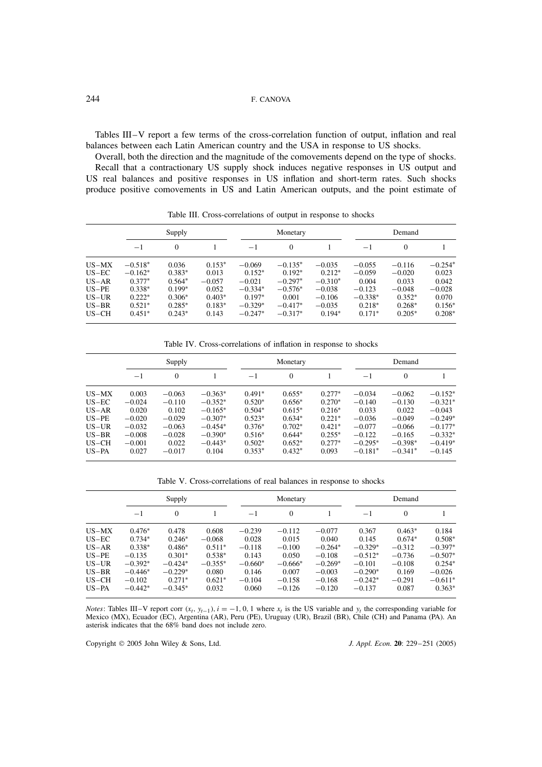Tables III–V report a few terms of the cross-correlation function of output, inflation and real balances between each Latin American country and the USA in response to US shocks.

Overall, both the direction and the magnitude of the comovements depend on the type of shocks.

Recall that a contractionary US supply shock induces negative responses in US output and US real balances and positive responses in US inflation and short-term rates. Such shocks produce positive comovements in US and Latin American outputs, and the point estimate of

Table III. Cross-correlations of output in response to shocks

| | Supply | | | Monetary | | | Demand | | |
|---|---|---|---|---|---|---|---|---|---|
| | −1 | 0 | 1 | −1 | 0 | 1 | −1 | 0 | 1 |
| US–MX | −0.518* | 0.036 | 0.153* | −0.069 | −0.135* | −0.035 | −0.055 | −0.116 | −0.254* |
| US–EC | −0.162* | 0.383* | 0.013 | 0.152* | 0.192* | 0.212* | −0.059 | −0.020 | 0.023 |
| US–AR | 0.377* | 0.564* | −0.057 | −0.021 | −0.297* | −0.310* | 0.004 | 0.033 | 0.042 |
| US–PE | 0.338* | 0.199* | 0.052 | −0.334* | −0.576* | −0.038 | −0.123 | −0.048 | −0.028 |
| US–UR | 0.222* | 0.306* | 0.403* | 0.197* | 0.001 | −0.106 | −0.338* | 0.352* | 0.070 |
| US–BR | 0.521* | 0.285* | 0.183* | −0.329* | −0.417* | −0.035 | 0.218* | 0.268* | 0.156* |
| US–CH | 0.451* | 0.243* | 0.143 | −0.247* | −0.317* | 0.194* | 0.171* | 0.205* | 0.208* |

Table IV. Cross-correlations of inflation in response to shocks

| | Supply | | | Monetary | | | Demand | | |
|---|---|---|---|---|---|---|---|---|---|
| | −1 | 0 | 1 | −1 | 0 | 1 | −1 | 0 | 1 |
| US–MX | 0.003 | −0.063 | −0.363* | 0.491* | 0.655* | 0.277* | −0.034 | −0.062 | −0.152* |
| US–EC | −0.024 | −0.110 | −0.352* | 0.520* | 0.656* | 0.270* | −0.140 | −0.130 | −0.321* |
| US–AR | 0.020 | 0.102 | −0.165* | 0.504* | 0.615* | 0.216* | 0.033 | 0.022 | −0.043 |
| US–PE | −0.020 | −0.029 | −0.307* | 0.523* | 0.634* | 0.221* | −0.036 | −0.049 | −0.249* |
| US–UR | −0.032 | −0.063 | −0.454* | 0.376* | 0.702* | 0.421* | −0.077 | −0.066 | −0.177* |
| US–BR | −0.008 | −0.028 | −0.390* | 0.516* | 0.644* | 0.255* | −0.122 | −0.165 | −0.332* |
| US–CH | −0.001 | 0.022 | −0.443* | 0.502* | 0.652* | 0.277* | −0.295* | −0.398* | −0.419* |
| US–PA | 0.027 | −0.017 | 0.104 | 0.353* | 0.432* | 0.093 | −0.181* | −0.341* | −0.145 |

Table V. Cross-correlations of real balances in response to shocks

| | Supply | | | Monetary | | | Demand | | |
|---|---|---|---|---|---|---|---|---|---|
| | −1 | 0 | 1 | −1 | 0 | 1 | −1 | 0 | 1 |
| US–MX | 0.476* | 0.478 | 0.608 | −0.239 | −0.112 | −0.077 | 0.367 | 0.463* | 0.184 |
| US–EC | 0.734* | 0.246* | −0.068 | 0.028 | 0.015 | 0.040 | 0.145 | 0.674* | 0.508* |
| US–AR | 0.338* | 0.486* | 0.511* | −0.118 | −0.100 | −0.264* | −0.329* | −0.312 | −0.397* |
| US–PE | −0.135 | 0.301* | 0.538* | 0.143 | 0.050 | −0.108 | −0.512* | −0.736 | −0.507* |
| US–UR | −0.392* | −0.424* | −0.355* | −0.660* | −0.666* | −0.269* | −0.101 | −0.108 | 0.254* |
| US–BR | −0.446* | −0.229* | 0.080 | 0.146 | 0.007 | −0.003 | −0.290* | 0.169 | −0.026 |
| US–CH | −0.102 | 0.271* | 0.621* | −0.104 | −0.158 | −0.168 | −0.242* | −0.291 | −0.611* |
| US–PA | −0.442* | −0.345* | 0.032 | 0.060 | −0.126 | −0.120 | −0.137 | 0.087 | 0.363* |

*Notes*: Tables III–V report corr $(x_t, y_{t-1})$, $i = -1, 0, 1$ where $x_t$ is the US variable and $y_t$ the corresponding variable for Mexico (MX), Ecuador (EC), Argentina (AR), Peru (PE), Uruguay (UR), Brazil (BR), Chile (CH) and Panama (PA). An asterisk indicates that the 68% band does not include zero.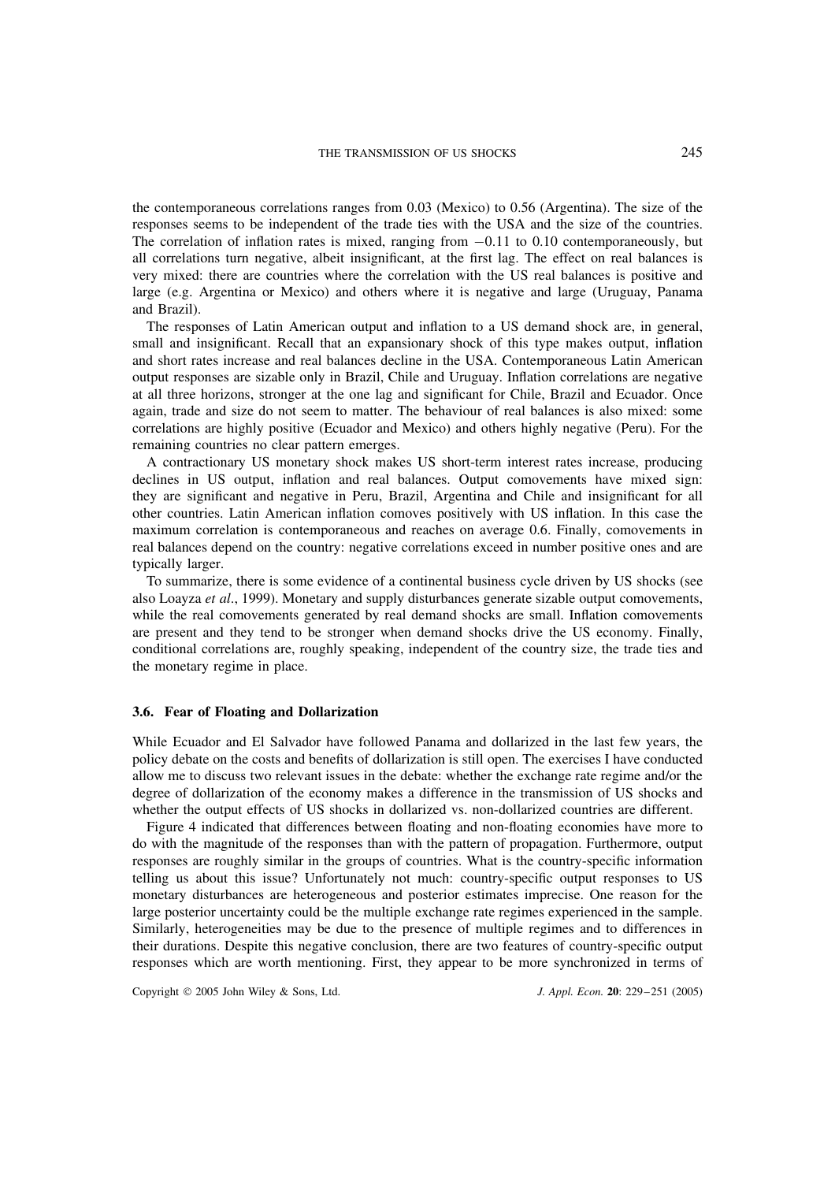the contemporaneous correlations ranges from 0.03 (Mexico) to 0.56 (Argentina). The size of the responses seems to be independent of the trade ties with the USA and the size of the countries. The correlation of inflation rates is mixed, ranging from −0.11 to 0.10 contemporaneously, but all correlations turn negative, albeit insignificant, at the first lag. The effect on real balances is very mixed: there are countries where the correlation with the US real balances is positive and large (e.g. Argentina or Mexico) and others where it is negative and large (Uruguay, Panama and Brazil).

The responses of Latin American output and inflation to a US demand shock are, in general, small and insignificant. Recall that an expansionary shock of this type makes output, inflation and short rates increase and real balances decline in the USA. Contemporaneous Latin American output responses are sizable only in Brazil, Chile and Uruguay. Inflation correlations are negative at all three horizons, stronger at the one lag and significant for Chile, Brazil and Ecuador. Once again, trade and size do not seem to matter. The behaviour of real balances is also mixed: some correlations are highly positive (Ecuador and Mexico) and others highly negative (Peru). For the remaining countries no clear pattern emerges.

A contractionary US monetary shock makes US short-term interest rates increase, producing declines in US output, inflation and real balances. Output comovements have mixed sign: they are significant and negative in Peru, Brazil, Argentina and Chile and insignificant for all other countries. Latin American inflation comoves positively with US inflation. In this case the maximum correlation is contemporaneous and reaches on average 0.6. Finally, comovements in real balances depend on the country: negative correlations exceed in number positive ones and are typically larger.

To summarize, there is some evidence of a continental business cycle driven by US shocks (see also Loayza *et al*., 1999). Monetary and supply disturbances generate sizable output comovements, while the real comovements generated by real demand shocks are small. Inflation comovements are present and they tend to be stronger when demand shocks drive the US economy. Finally, conditional correlations are, roughly speaking, independent of the country size, the trade ties and the monetary regime in place.

### 3.6. Fear of Floating and Dollarization

While Ecuador and El Salvador have followed Panama and dollarized in the last few years, the policy debate on the costs and benefits of dollarization is still open. The exercises I have conducted allow me to discuss two relevant issues in the debate: whether the exchange rate regime and/or the degree of dollarization of the economy makes a difference in the transmission of US shocks and whether the output effects of US shocks in dollarized vs. non-dollarized countries are different.

Figure 4 indicated that differences between floating and non-floating economies have more to do with the magnitude of the responses than with the pattern of propagation. Furthermore, output responses are roughly similar in the groups of countries. What is the country-specific information telling us about this issue? Unfortunately not much: country-specific output responses to US monetary disturbances are heterogeneous and posterior estimates imprecise. One reason for the large posterior uncertainty could be the multiple exchange rate regimes experienced in the sample. Similarly, heterogeneities may be due to the presence of multiple regimes and to differences in their durations. Despite this negative conclusion, there are two features of country-specific output responses which are worth mentioning. First, they appear to be more synchronized in terms of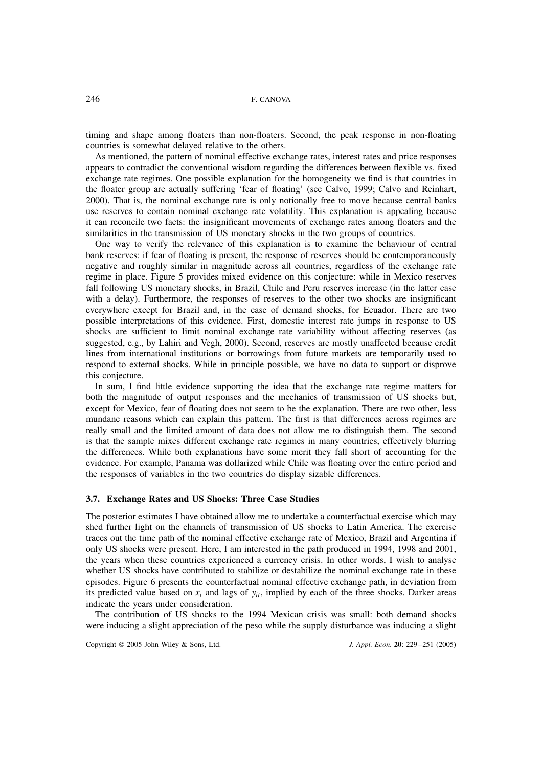timing and shape among floaters than non-floaters. Second, the peak response in non-floating countries is somewhat delayed relative to the others.

As mentioned, the pattern of nominal effective exchange rates, interest rates and price responses appears to contradict the conventional wisdom regarding the differences between flexible vs. fixed exchange rate regimes. One possible explanation for the homogeneity we find is that countries in the floater group are actually suffering 'fear of floating' (see Calvo, 1999; Calvo and Reinhart, 2000). That is, the nominal exchange rate is only notionally free to move because central banks use reserves to contain nominal exchange rate volatility. This explanation is appealing because it can reconcile two facts: the insignificant movements of exchange rates among floaters and the similarities in the transmission of US monetary shocks in the two groups of countries.

One way to verify the relevance of this explanation is to examine the behaviour of central bank reserves: if fear of floating is present, the response of reserves should be contemporaneously negative and roughly similar in magnitude across all countries, regardless of the exchange rate regime in place. Figure 5 provides mixed evidence on this conjecture: while in Mexico reserves fall following US monetary shocks, in Brazil, Chile and Peru reserves increase (in the latter case with a delay). Furthermore, the responses of reserves to the other two shocks are insignificant everywhere except for Brazil and, in the case of demand shocks, for Ecuador. There are two possible interpretations of this evidence. First, domestic interest rate jumps in response to US shocks are sufficient to limit nominal exchange rate variability without affecting reserves (as suggested, e.g., by Lahiri and Vegh, 2000). Second, reserves are mostly unaffected because credit lines from international institutions or borrowings from future markets are temporarily used to respond to external shocks. While in principle possible, we have no data to support or disprove this conjecture.

In sum, I find little evidence supporting the idea that the exchange rate regime matters for both the magnitude of output responses and the mechanics of transmission of US shocks but, except for Mexico, fear of floating does not seem to be the explanation. There are two other, less mundane reasons which can explain this pattern. The first is that differences across regimes are really small and the limited amount of data does not allow me to distinguish them. The second is that the sample mixes different exchange rate regimes in many countries, effectively blurring the differences. While both explanations have some merit they fall short of accounting for the evidence. For example, Panama was dollarized while Chile was floating over the entire period and the responses of variables in the two countries do display sizable differences.

### 3.7. Exchange Rates and US Shocks: Three Case Studies

The posterior estimates I have obtained allow me to undertake a counterfactual exercise which may shed further light on the channels of transmission of US shocks to Latin America. The exercise traces out the time path of the nominal effective exchange rate of Mexico, Brazil and Argentina if only US shocks were present. Here, I am interested in the path produced in 1994, 1998 and 2001, the years when these countries experienced a currency crisis. In other words, I wish to analyse whether US shocks have contributed to stabilize or destabilize the nominal exchange rate in these episodes. Figure 6 presents the counterfactual nominal effective exchange path, in deviation from its predicted value based on $x_t$ and lags of $y_{it}$, implied by each of the three shocks. Darker areas indicate the years under consideration.

The contribution of US shocks to the 1994 Mexican crisis was small: both demand shocks were inducing a slight appreciation of the peso while the supply disturbance was inducing a slight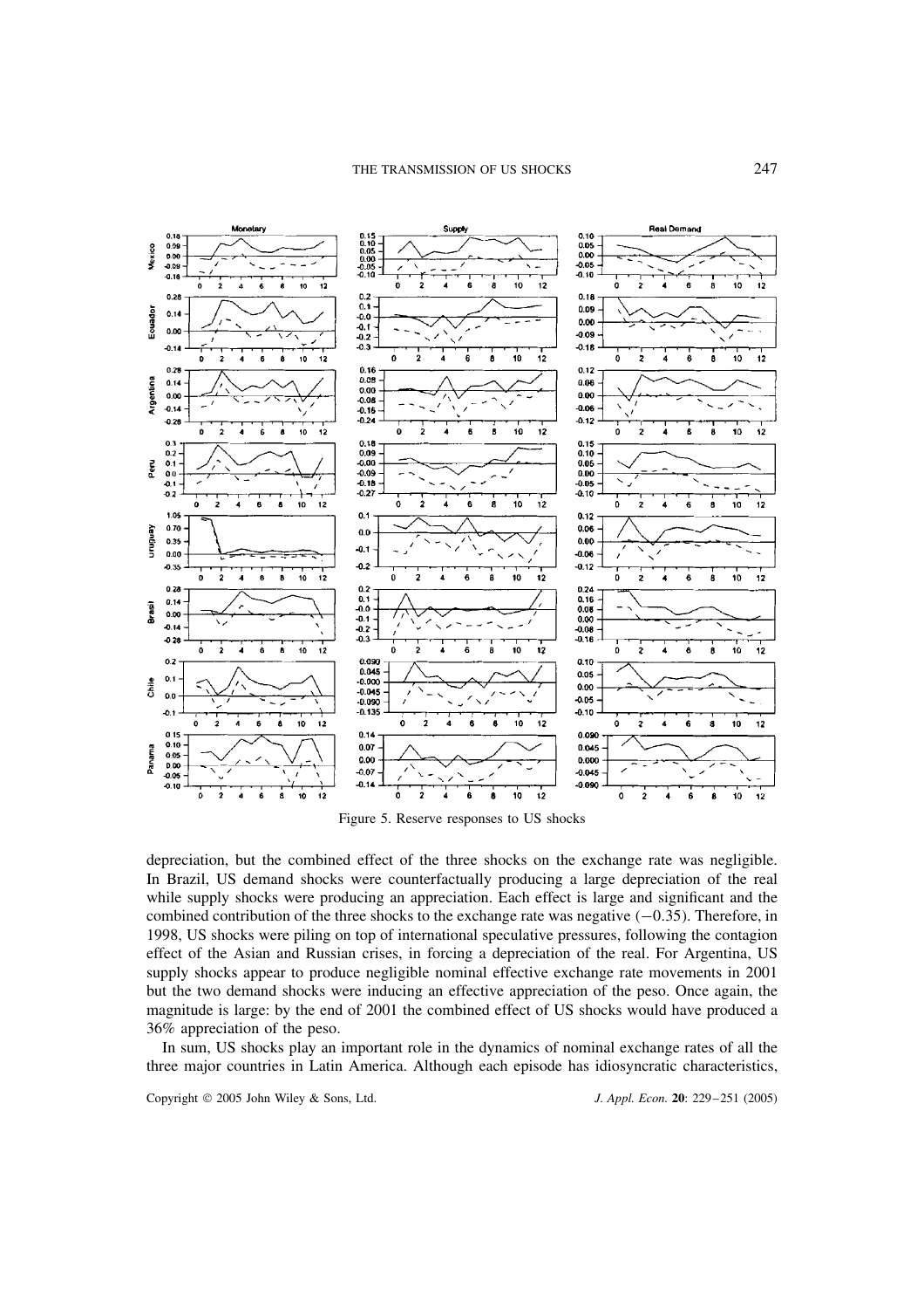Figure 5. Reserve responses to US shocks

depreciation, but the combined effect of the three shocks on the exchange rate was negligible. In Brazil, US demand shocks were counterfactually producing a large depreciation of the real while supply shocks were producing an appreciation. Each effect is large and significant and the combined contribution of the three shocks to the exchange rate was negative (−0.35). Therefore, in 1998, US shocks were piling on top of international speculative pressures, following the contagion effect of the Asian and Russian crises, in forcing a depreciation of the real. For Argentina, US supply shocks appear to produce negligible nominal effective exchange rate movements in 2001 but the two demand shocks were inducing an effective appreciation of the peso. Once again, the magnitude is large: by the end of 2001 the combined effect of US shocks would have produced a 36% appreciation of the peso.

In sum, US shocks play an important role in the dynamics of nominal exchange rates of all the three major countries in Latin America. Although each episode has idiosyncratic characteristics,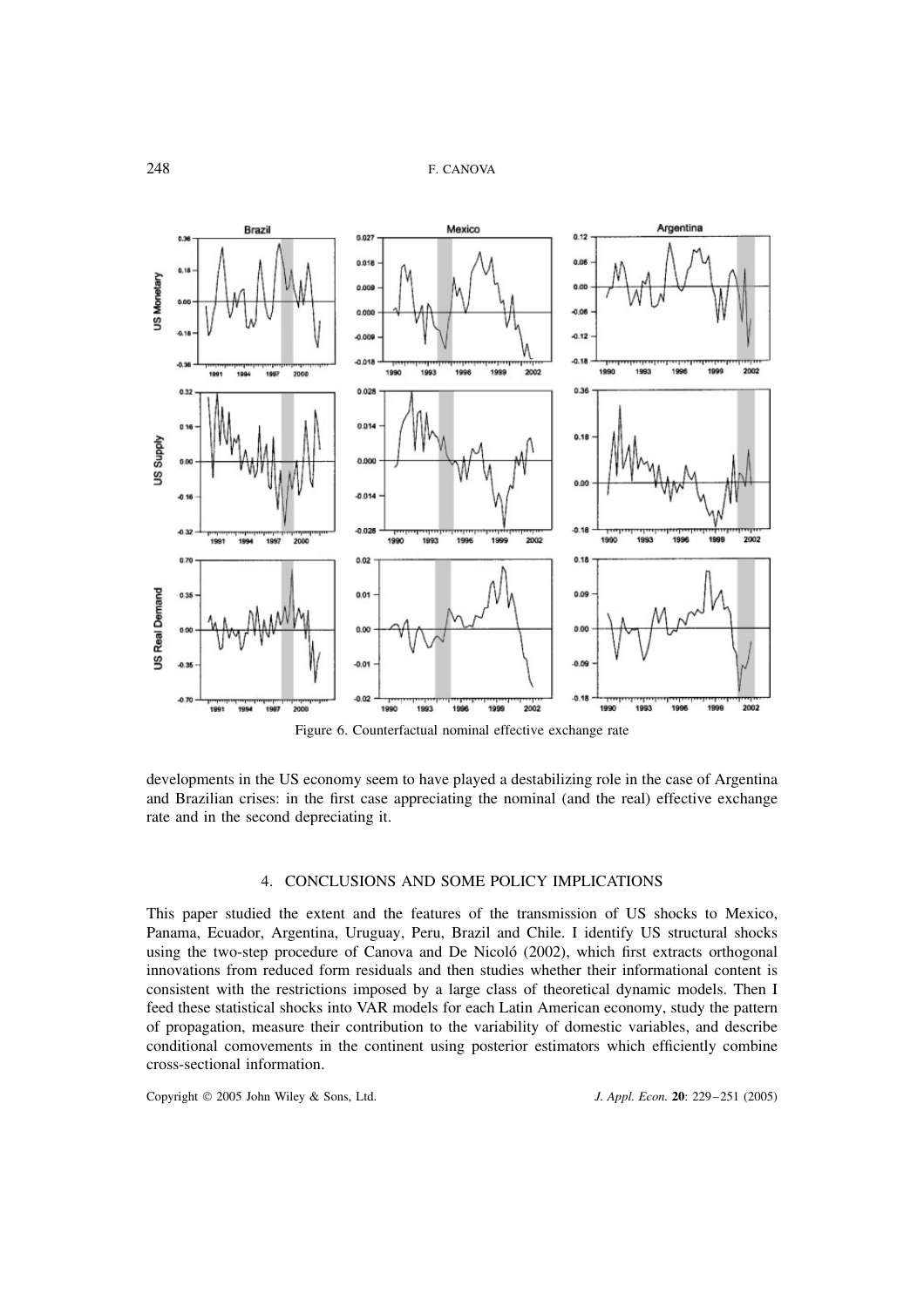Figure 6. Counterfactual nominal effective exchange rate

developments in the US economy seem to have played a destabilizing role in the case of Argentina and Brazilian crises: in the first case appreciating the nominal (and the real) effective exchange rate and in the second depreciating it.

## 4. CONCLUSIONS AND SOME POLICY IMPLICATIONS

This paper studied the extent and the features of the transmission of US shocks to Mexico, Panama, Ecuador, Argentina, Uruguay, Peru, Brazil and Chile. I identify US structural shocks using the two-step procedure of Canova and De Nicoló (2002), which first extracts orthogonal innovations from reduced form residuals and then studies whether their informational content is consistent with the restrictions imposed by a large class of theoretical dynamic models. Then I feed these statistical shocks into VAR models for each Latin American economy, study the pattern of propagation, measure their contribution to the variability of domestic variables, and describe conditional comovements in the continent using posterior estimators which efficiently combine cross-sectional information.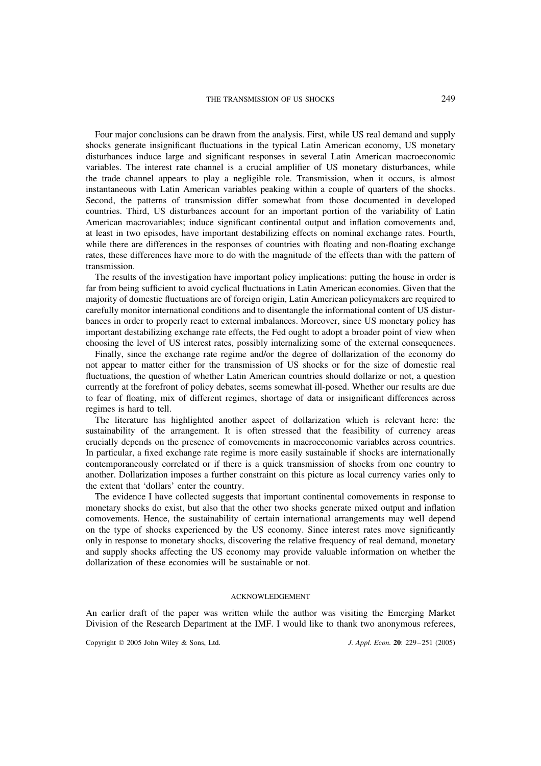Four major conclusions can be drawn from the analysis. First, while US real demand and supply shocks generate insignificant fluctuations in the typical Latin American economy, US monetary disturbances induce large and significant responses in several Latin American macroeconomic variables. The interest rate channel is a crucial amplifier of US monetary disturbances, while the trade channel appears to play a negligible role. Transmission, when it occurs, is almost instantaneous with Latin American variables peaking within a couple of quarters of the shocks. Second, the patterns of transmission differ somewhat from those documented in developed countries. Third, US disturbances account for an important portion of the variability of Latin American macrovariables; induce significant continental output and inflation comovements and, at least in two episodes, have important destabilizing effects on nominal exchange rates. Fourth, while there are differences in the responses of countries with floating and non-floating exchange rates, these differences have more to do with the magnitude of the effects than with the pattern of transmission.

The results of the investigation have important policy implications: putting the house in order is far from being sufficient to avoid cyclical fluctuations in Latin American economies. Given that the majority of domestic fluctuations are of foreign origin, Latin American policymakers are required to carefully monitor international conditions and to disentangle the informational content of US disturbances in order to properly react to external imbalances. Moreover, since US monetary policy has important destabilizing exchange rate effects, the Fed ought to adopt a broader point of view when choosing the level of US interest rates, possibly internalizing some of the external consequences.

Finally, since the exchange rate regime and/or the degree of dollarization of the economy do not appear to matter either for the transmission of US shocks or for the size of domestic real fluctuations, the question of whether Latin American countries should dollarize or not, a question currently at the forefront of policy debates, seems somewhat ill-posed. Whether our results are due to fear of floating, mix of different regimes, shortage of data or insignificant differences across regimes is hard to tell.

The literature has highlighted another aspect of dollarization which is relevant here: the sustainability of the arrangement. It is often stressed that the feasibility of currency areas crucially depends on the presence of comovements in macroeconomic variables across countries. In particular, a fixed exchange rate regime is more easily sustainable if shocks are internationally contemporaneously correlated or if there is a quick transmission of shocks from one country to another. Dollarization imposes a further constraint on this picture as local currency varies only to the extent that 'dollars' enter the country.

The evidence I have collected suggests that important continental comovements in response to monetary shocks do exist, but also that the other two shocks generate mixed output and inflation comovements. Hence, the sustainability of certain international arrangements may well depend on the type of shocks experienced by the US economy. Since interest rates move significantly only in response to monetary shocks, discovering the relative frequency of real demand, monetary and supply shocks affecting the US economy may provide valuable information on whether the dollarization of these economies will be sustainable or not.

## ACKNOWLEDGEMENT

An earlier draft of the paper was written while the author was visiting the Emerging Market Division of the Research Department at the IMF. I would like to thank two anonymous referees,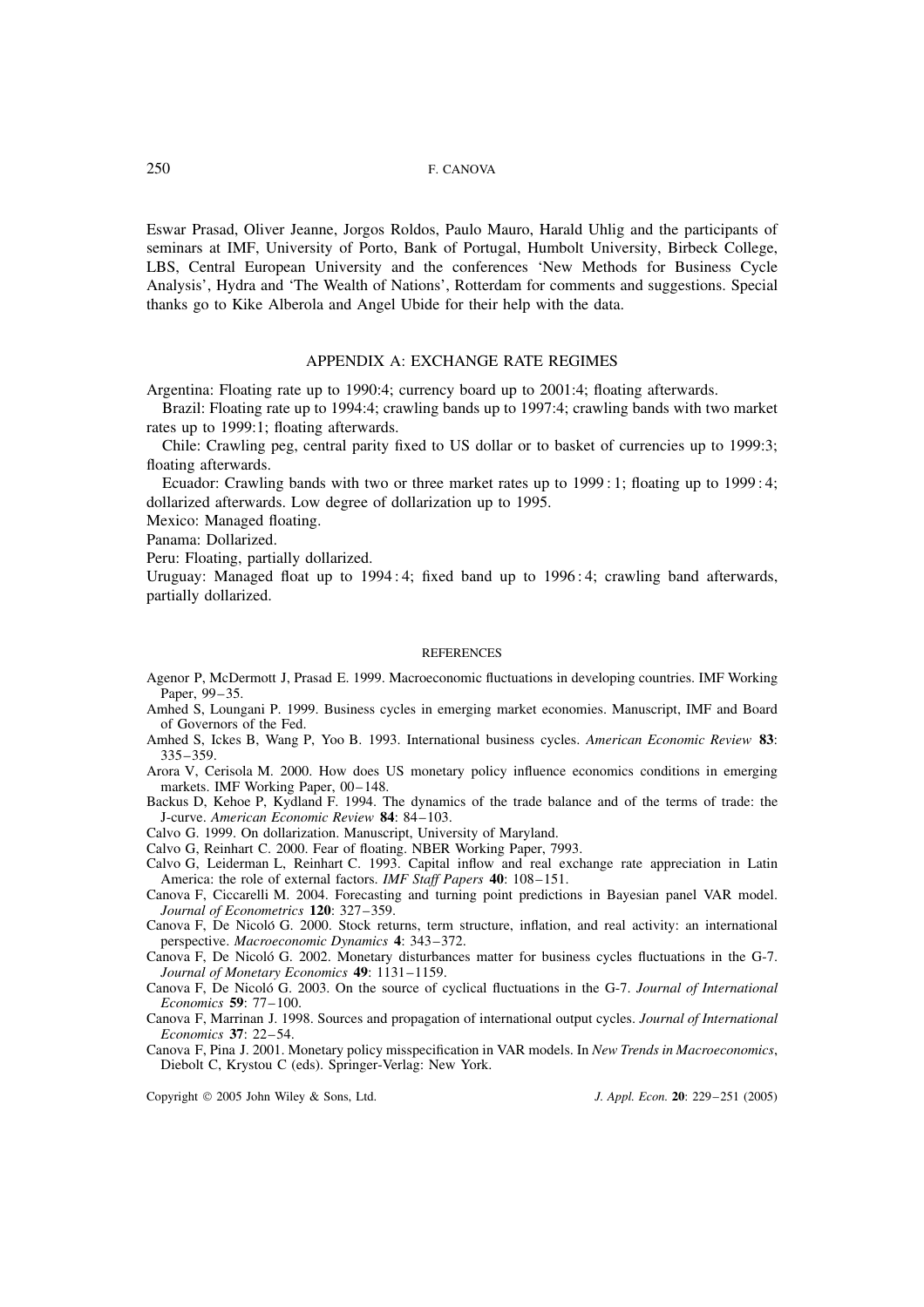Eswar Prasad, Oliver Jeanne, Jorgos Roldos, Paulo Mauro, Harald Uhlig and the participants of seminars at IMF, University of Porto, Bank of Portugal, Humbolt University, Birbeck College, LBS, Central European University and the conferences 'New Methods for Business Cycle Analysis', Hydra and 'The Wealth of Nations', Rotterdam for comments and suggestions. Special thanks go to Kike Alberola and Angel Ubide for their help with the data.

## APPENDIX A: EXCHANGE RATE REGIMES

Argentina: Floating rate up to 1990:4; currency board up to 2001:4; floating afterwards.

Brazil: Floating rate up to 1994:4; crawling bands up to 1997:4; crawling bands with two market rates up to 1999:1; floating afterwards.

Chile: Crawling peg, central parity fixed to US dollar or to basket of currencies up to 1999:3; floating afterwards.

Ecuador: Crawling bands with two or three market rates up to 1999 : 1; floating up to 1999 : 4; dollarized afterwards. Low degree of dollarization up to 1995.

Mexico: Managed floating.

Panama: Dollarized.

Peru: Floating, partially dollarized.

Uruguay: Managed float up to 1994 : 4; fixed band up to 1996 : 4; crawling band afterwards, partially dollarized.

## REFERENCES

Agenor P, McDermott J, Prasad E. 1999. Macroeconomic fluctuations in developing countries. IMF Working Paper, 99–35.

Amhed S, Loungani P. 1999. Business cycles in emerging market economies. Manuscript, IMF and Board of Governors of the Fed.

Amhed S, Ickes B, Wang P, Yoo B. 1993. International business cycles. *American Economic Review* **83**: 335–359.

Arora V, Cerisola M. 2000. How does US monetary policy influence economics conditions in emerging markets. IMF Working Paper, 00–148.

Backus D, Kehoe P, Kydland F. 1994. The dynamics of the trade balance and of the terms of trade: the J-curve. *American Economic Review* **84**: 84–103.

Calvo G. 1999. On dollarization. Manuscript, University of Maryland.

Calvo G, Reinhart C. 2000. Fear of floating. NBER Working Paper, 7993.

Calvo G, Leiderman L, Reinhart C. 1993. Capital inflow and real exchange rate appreciation in Latin America: the role of external factors. *IMF Staff Papers* **40**: 108–151.

Canova F, Ciccarelli M. 2004. Forecasting and turning point predictions in Bayesian panel VAR model. *Journal of Econometrics* **120**: 327–359.

Canova F, De Nicoló G. 2000. Stock returns, term structure, inflation, and real activity: an international perspective. *Macroeconomic Dynamics* **4**: 343–372.

Canova F, De Nicoló G. 2002. Monetary disturbances matter for business cycles fluctuations in the G-7. *Journal of Monetary Economics* **49**: 1131–1159.

Canova F, De Nicoló G. 2003. On the source of cyclical fluctuations in the G-7. *Journal of International Economics* **59**: 77–100.

Canova F, Marrinan J. 1998. Sources and propagation of international output cycles. *Journal of International Economics* **37**: 22–54.

Canova F, Pina J. 2001. Monetary policy misspecification in VAR models. In *New Trends in Macroeconomics*, Diebolt C, Krystou C (eds). Springer-Verlag: New York.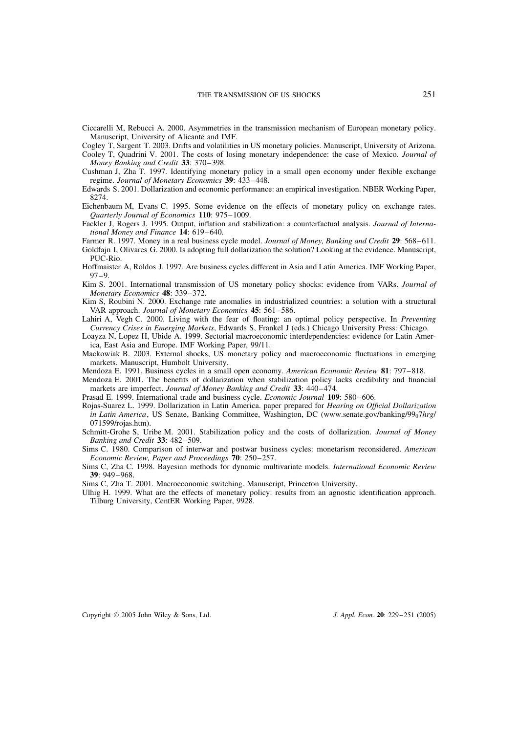Ciccarelli M, Rebucci A. 2000. Asymmetries in the transmission mechanism of European monetary policy. Manuscript, University of Alicante and IMF.

Cogley T, Sargent T. 2003. Drifts and volatilities in US monetary policies. Manuscript, University of Arizona.

Cooley T, Quadrini V. 2001. The costs of losing monetary independence: the case of Mexico. *Journal of Money Banking and Credit* **33**: 370–398.

Cushman J, Zha T. 1997. Identifying monetary policy in a small open economy under flexible exchange regime. *Journal of Monetary Economics* **39**: 433–448.

Edwards S. 2001. Dollarization and economic performance: an empirical investigation. NBER Working Paper, 8274.

Eichenbaum M, Evans C. 1995. Some evidence on the effects of monetary policy on exchange rates. *Quarterly Journal of Economics* **110**: 975–1009.

Fackler J, Rogers J. 1995. Output, inflation and stabilization: a counterfactual analysis. *Journal of International Money and Finance* **14**: 619–640.

Farmer R. 1997. Money in a real business cycle model. *Journal of Money, Banking and Credit* **29**: 568–611.

Goldfajn I, Olivares G. 2000. Is adopting full dollarization the solution? Looking at the evidence. Manuscript, PUC-Rio.

Hoffmaister A, Roldos J. 1997. Are business cycles different in Asia and Latin America. IMF Working Paper, 97–9.

Kim S. 2001. International transmission of US monetary policy shocks: evidence from VARs. *Journal of Monetary Economics* **48**: 339–372.

Kim S, Roubini N. 2000. Exchange rate anomalies in industrialized countries: a solution with a structural VAR approach. *Journal of Monetary Economics* **45**: 561–586.

Lahiri A, Vegh C. 2000. Living with the fear of floating: an optimal policy perspective. In *Preventing Currency Crises in Emerging Markets*, Edwards S, Frankel J (eds.) Chicago University Press: Chicago.

Loayza N, Lopez H, Ubide A. 1999. Sectorial macroeconomic interdependencies: evidence for Latin America, East Asia and Europe. IMF Working Paper, 99/11.

Mackowiak B. 2003. External shocks, US monetary policy and macroeconomic fluctuations in emerging markets. Manuscript, Humbolt University.

Mendoza E. 1991. Business cycles in a small open economy. *American Economic Review* **81**: 797–818.

Mendoza E. 2001. The benefits of dollarization when stabilization policy lacks credibility and financial markets are imperfect. *Journal of Money Banking and Credit* **33**: 440–474.

Prasad E. 1999. International trade and business cycle. *Economic Journal* **109**: 580–606.

Rojas-Suarez L. 1999. Dollarization in Latin America. paper prepared for *Hearing on Official Dollarization in Latin America*, US Senate, Banking Committee, Washington, DC (www.senate.gov/banking/99$_0$7*hrg*/071599/rojas.htm).

Schmitt-Grohe S, Uribe M. 2001. Stabilization policy and the costs of dollarization. *Journal of Money Banking and Credit* **33**: 482–509.

Sims C. 1980. Comparison of interwar and postwar business cycles: monetarism reconsidered. *American Economic Review, Paper and Proceedings* **70**: 250–257.

Sims C, Zha C. 1998. Bayesian methods for dynamic multivariate models. *International Economic Review* **39**: 949–968.

Sims C, Zha T. 2001. Macroeconomic switching. Manuscript, Princeton University.

Ulhig H. 1999. What are the effects of monetary policy: results from an agnostic identification approach. Tilburg University, CentER Working Paper, 9928.